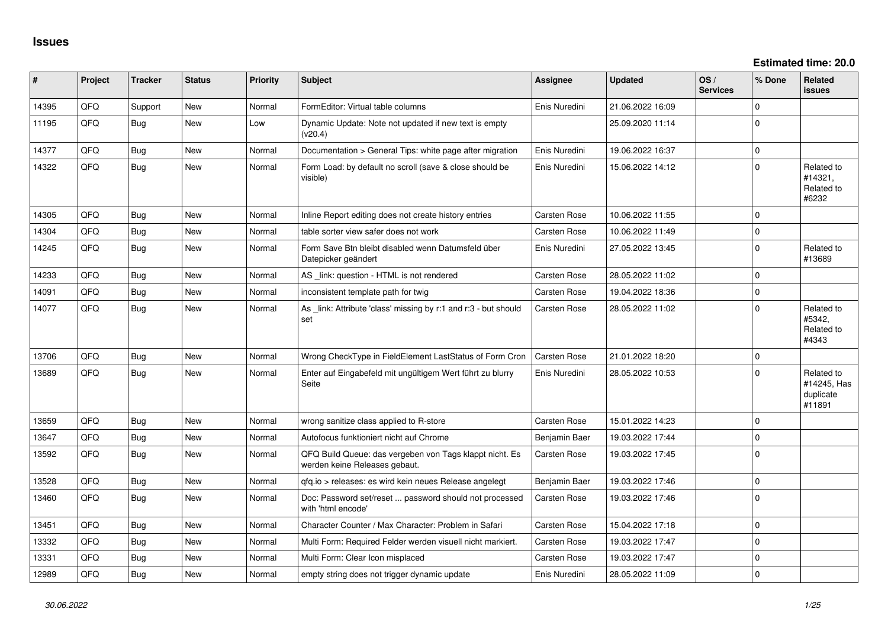# Issues

**Estimated time: 20.0**

| # | Project | Tracker | Status | Priority | Subject | Assignee | Updated | OS / Services | % Done | Related issues |
|---|---|---|---|---|---|---|---|---|---|---|
| 14395 | QFQ | Support | New | Normal | FormEditor: Virtual table columns | Enis Nuredini | 21.06.2022 16:09 | | 0 | |
| 11195 | QFQ | Bug | New | Low | Dynamic Update: Note not updated if new text is empty (v20.4) | | 25.09.2020 11:14 | | 0 | |
| 14377 | QFQ | Bug | New | Normal | Documentation > General Tips: white page after migration | Enis Nuredini | 19.06.2022 16:37 | | 0 | |
| 14322 | QFQ | Bug | New | Normal | Form Load: by default no scroll (save & close should be visible) | Enis Nuredini | 15.06.2022 14:12 | | 0 | Related to #14321, Related to #6232 |
| 14305 | QFQ | Bug | New | Normal | Inline Report editing does not create history entries | Carsten Rose | 10.06.2022 11:55 | | 0 | |
| 14304 | QFQ | Bug | New | Normal | table sorter view safer does not work | Carsten Rose | 10.06.2022 11:49 | | 0 | |
| 14245 | QFQ | Bug | New | Normal | Form Save Btn bleibt disabled wenn Datumsfeld über Datepicker geändert | Enis Nuredini | 27.05.2022 13:45 | | 0 | Related to #13689 |
| 14233 | QFQ | Bug | New | Normal | AS _link: question - HTML is not rendered | Carsten Rose | 28.05.2022 11:02 | | 0 | |
| 14091 | QFQ | Bug | New | Normal | inconsistent template path for twig | Carsten Rose | 19.04.2022 18:36 | | 0 | |
| 14077 | QFQ | Bug | New | Normal | As _link: Attribute 'class' missing by r:1 and r:3 - but should set | Carsten Rose | 28.05.2022 11:02 | | 0 | Related to #5342, Related to #4343 |
| 13706 | QFQ | Bug | New | Normal | Wrong CheckType in FieldElement LastStatus of Form Cron | Carsten Rose | 21.01.2022 18:20 | | 0 | |
| 13689 | QFQ | Bug | New | Normal | Enter auf Eingabefeld mit ungültigem Wert führt zu blurry Seite | Enis Nuredini | 28.05.2022 10:53 | | 0 | Related to #14245, Has duplicate #11891 |
| 13659 | QFQ | Bug | New | Normal | wrong sanitize class applied to R-store | Carsten Rose | 15.01.2022 14:23 | | 0 | |
| 13647 | QFQ | Bug | New | Normal | Autofocus funktioniert nicht auf Chrome | Benjamin Baer | 19.03.2022 17:44 | | 0 | |
| 13592 | QFQ | Bug | New | Normal | QFQ Build Queue: das vergeben von Tags klappt nicht. Es werden keine Releases gebaut. | Carsten Rose | 19.03.2022 17:45 | | 0 | |
| 13528 | QFQ | Bug | New | Normal | qfq.io > releases: es wird kein neues Release angelegt | Benjamin Baer | 19.03.2022 17:46 | | 0 | |
| 13460 | QFQ | Bug | New | Normal | Doc: Password set/reset ... password should not processed with 'html encode' | Carsten Rose | 19.03.2022 17:46 | | 0 | |
| 13451 | QFQ | Bug | New | Normal | Character Counter / Max Character: Problem in Safari | Carsten Rose | 15.04.2022 17:18 | | 0 | |
| 13332 | QFQ | Bug | New | Normal | Multi Form: Required Felder werden visuell nicht markiert. | Carsten Rose | 19.03.2022 17:47 | | 0 | |
| 13331 | QFQ | Bug | New | Normal | Multi Form: Clear Icon misplaced | Carsten Rose | 19.03.2022 17:47 | | 0 | |
| 12989 | QFQ | Bug | New | Normal | empty string does not trigger dynamic update | Enis Nuredini | 28.05.2022 11:09 | | 0 | |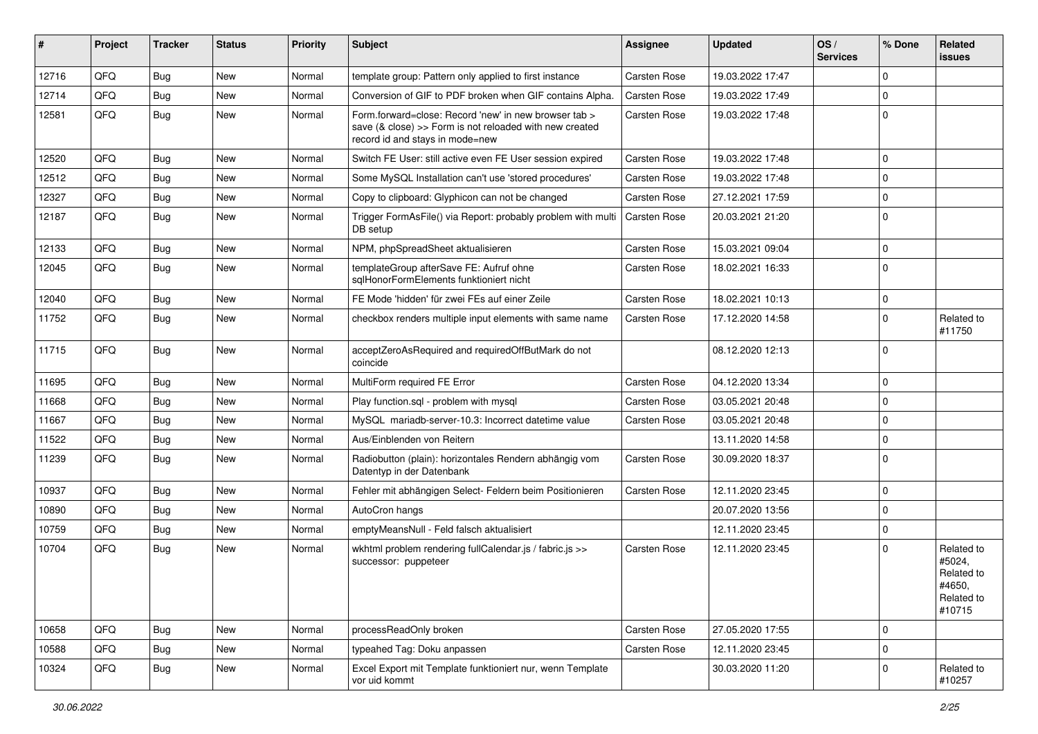| # | Project | Tracker | Status | Priority | Subject | Assignee | Updated | OS / Services | % Done | Related issues |
|---|---|---|---|---|---|---|---|---|---|---|
| 12716 | QFQ | Bug | New | Normal | template group: Pattern only applied to first instance | Carsten Rose | 19.03.2022 17:47 | | 0 | |
| 12714 | QFQ | Bug | New | Normal | Conversion of GIF to PDF broken when GIF contains Alpha. | Carsten Rose | 19.03.2022 17:49 | | 0 | |
| 12581 | QFQ | Bug | New | Normal | Form.forward=close: Record 'new' in new browser tab > save (& close) >> Form is not reloaded with new created record id and stays in mode=new | Carsten Rose | 19.03.2022 17:48 | | 0 | |
| 12520 | QFQ | Bug | New | Normal | Switch FE User: still active even FE User session expired | Carsten Rose | 19.03.2022 17:48 | | 0 | |
| 12512 | QFQ | Bug | New | Normal | Some MySQL Installation can't use 'stored procedures' | Carsten Rose | 19.03.2022 17:48 | | 0 | |
| 12327 | QFQ | Bug | New | Normal | Copy to clipboard: Glyphicon can not be changed | Carsten Rose | 27.12.2021 17:59 | | 0 | |
| 12187 | QFQ | Bug | New | Normal | Trigger FormAsFile() via Report: probably problem with multi DB setup | Carsten Rose | 20.03.2021 21:20 | | 0 | |
| 12133 | QFQ | Bug | New | Normal | NPM, phpSpreadSheet aktualisieren | Carsten Rose | 15.03.2021 09:04 | | 0 | |
| 12045 | QFQ | Bug | New | Normal | templateGroup afterSave FE: Aufruf ohne sqlHonorFormElements funktioniert nicht | Carsten Rose | 18.02.2021 16:33 | | 0 | |
| 12040 | QFQ | Bug | New | Normal | FE Mode 'hidden' für zwei FEs auf einer Zeile | Carsten Rose | 18.02.2021 10:13 | | 0 | |
| 11752 | QFQ | Bug | New | Normal | checkbox renders multiple input elements with same name | Carsten Rose | 17.12.2020 14:58 | | 0 | Related to #11750 |
| 11715 | QFQ | Bug | New | Normal | acceptZeroAsRequired and requiredOffButMark do not coincide | | 08.12.2020 12:13 | | 0 | |
| 11695 | QFQ | Bug | New | Normal | MultiForm required FE Error | Carsten Rose | 04.12.2020 13:34 | | 0 | |
| 11668 | QFQ | Bug | New | Normal | Play function.sql - problem with mysql | Carsten Rose | 03.05.2021 20:48 | | 0 | |
| 11667 | QFQ | Bug | New | Normal | MySQL mariadb-server-10.3: Incorrect datetime value | Carsten Rose | 03.05.2021 20:48 | | 0 | |
| 11522 | QFQ | Bug | New | Normal | Aus/Einblenden von Reitern | | 13.11.2020 14:58 | | 0 | |
| 11239 | QFQ | Bug | New | Normal | Radiobutton (plain): horizontales Rendern abhängig vom Datentyp in der Datenbank | Carsten Rose | 30.09.2020 18:37 | | 0 | |
| 10937 | QFQ | Bug | New | Normal | Fehler mit abhängigen Select- Feldern beim Positionieren | Carsten Rose | 12.11.2020 23:45 | | 0 | |
| 10890 | QFQ | Bug | New | Normal | AutoCron hangs | | 20.07.2020 13:56 | | 0 | |
| 10759 | QFQ | Bug | New | Normal | emptyMeansNull - Feld falsch aktualisiert | | 12.11.2020 23:45 | | 0 | |
| 10704 | QFQ | Bug | New | Normal | wkhtml problem rendering fullCalendar.js / fabric.js >> successor: puppeteer | Carsten Rose | 12.11.2020 23:45 | | 0 | Related to #5024, Related to #4650, Related to #10715 |
| 10658 | QFQ | Bug | New | Normal | processReadOnly broken | Carsten Rose | 27.05.2020 17:55 | | 0 | |
| 10588 | QFQ | Bug | New | Normal | typeahed Tag: Doku anpassen | Carsten Rose | 12.11.2020 23:45 | | 0 | |
| 10324 | QFQ | Bug | New | Normal | Excel Export mit Template funktioniert nur, wenn Template vor uid kommt | | 30.03.2020 11:20 | | 0 | Related to #10257 |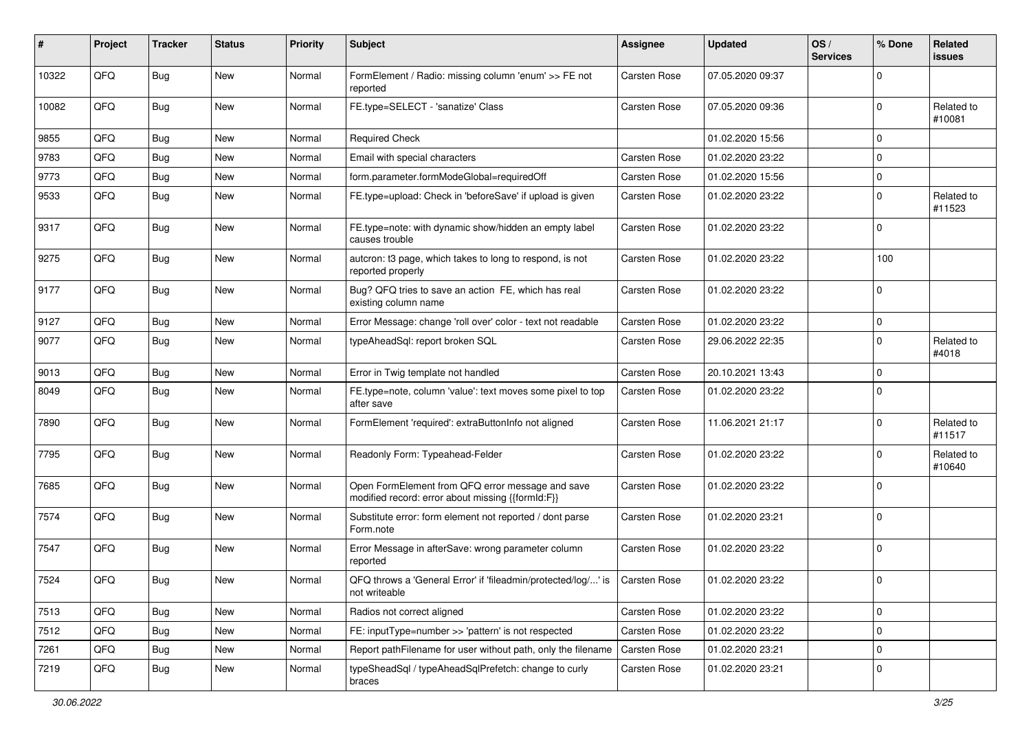| # | Project | Tracker | Status | Priority | Subject | Assignee | Updated | OS / Services | % Done | Related issues |
|---|---|---|---|---|---|---|---|---|---|---|
| 10322 | QFQ | Bug | New | Normal | FormElement / Radio: missing column 'enum' >> FE not reported | Carsten Rose | 07.05.2020 09:37 | | 0 | |
| 10082 | QFQ | Bug | New | Normal | FE.type=SELECT - 'sanatize' Class | Carsten Rose | 07.05.2020 09:36 | | 0 | Related to #10081 |
| 9855 | QFQ | Bug | New | Normal | Required Check | | 01.02.2020 15:56 | | 0 | |
| 9783 | QFQ | Bug | New | Normal | Email with special characters | Carsten Rose | 01.02.2020 23:22 | | 0 | |
| 9773 | QFQ | Bug | New | Normal | form.parameter.formModeGlobal=requiredOff | Carsten Rose | 01.02.2020 15:56 | | 0 | |
| 9533 | QFQ | Bug | New | Normal | FE.type=upload: Check in 'beforeSave' if upload is given | Carsten Rose | 01.02.2020 23:22 | | 0 | Related to #11523 |
| 9317 | QFQ | Bug | New | Normal | FE.type=note: with dynamic show/hidden an empty label causes trouble | Carsten Rose | 01.02.2020 23:22 | | 0 | |
| 9275 | QFQ | Bug | New | Normal | autcron: t3 page, which takes to long to respond, is not reported properly | Carsten Rose | 01.02.2020 23:22 | | 100 | |
| 9177 | QFQ | Bug | New | Normal | Bug? QFQ tries to save an action FE, which has real existing column name | Carsten Rose | 01.02.2020 23:22 | | 0 | |
| 9127 | QFQ | Bug | New | Normal | Error Message: change 'roll over' color - text not readable | Carsten Rose | 01.02.2020 23:22 | | 0 | |
| 9077 | QFQ | Bug | New | Normal | typeAheadSql: report broken SQL | Carsten Rose | 29.06.2022 22:35 | | 0 | Related to #4018 |
| 9013 | QFQ | Bug | New | Normal | Error in Twig template not handled | Carsten Rose | 20.10.2021 13:43 | | 0 | |
| 8049 | QFQ | Bug | New | Normal | FE.type=note, column 'value': text moves some pixel to top after save | Carsten Rose | 01.02.2020 23:22 | | 0 | |
| 7890 | QFQ | Bug | New | Normal | FormElement 'required': extraButtonInfo not aligned | Carsten Rose | 11.06.2021 21:17 | | 0 | Related to #11517 |
| 7795 | QFQ | Bug | New | Normal | Readonly Form: Typeahead-Felder | Carsten Rose | 01.02.2020 23:22 | | 0 | Related to #10640 |
| 7685 | QFQ | Bug | New | Normal | Open FormElement from QFQ error message and save modified record: error about missing {{formId:F}} | Carsten Rose | 01.02.2020 23:22 | | 0 | |
| 7574 | QFQ | Bug | New | Normal | Substitute error: form element not reported / dont parse Form.note | Carsten Rose | 01.02.2020 23:21 | | 0 | |
| 7547 | QFQ | Bug | New | Normal | Error Message in afterSave: wrong parameter column reported | Carsten Rose | 01.02.2020 23:22 | | 0 | |
| 7524 | QFQ | Bug | New | Normal | QFQ throws a 'General Error' if 'fileadmin/protected/log/...' is not writeable | Carsten Rose | 01.02.2020 23:22 | | 0 | |
| 7513 | QFQ | Bug | New | Normal | Radios not correct aligned | Carsten Rose | 01.02.2020 23:22 | | 0 | |
| 7512 | QFQ | Bug | New | Normal | FE: inputType=number >> 'pattern' is not respected | Carsten Rose | 01.02.2020 23:22 | | 0 | |
| 7261 | QFQ | Bug | New | Normal | Report pathFilename for user without path, only the filename | Carsten Rose | 01.02.2020 23:21 | | 0 | |
| 7219 | QFQ | Bug | New | Normal | typeSheadSql / typeAheadSqlPrefetch: change to curly braces | Carsten Rose | 01.02.2020 23:21 | | 0 | |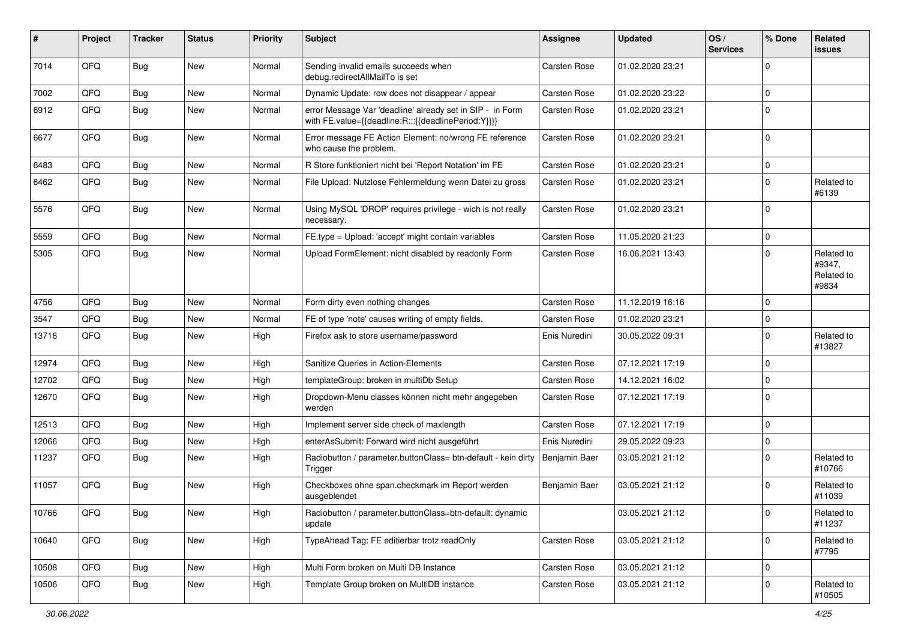| # | Project | Tracker | Status | Priority | Subject | Assignee | Updated | OS / Services | % Done | Related issues |
|---|---|---|---|---|---|---|---|---|---|---|
| 7014 | QFQ | Bug | New | Normal | Sending invalid emails succeeds when debug.redirectAllMailTo is set | Carsten Rose | 01.02.2020 23:21 | | 0 | |
| 7002 | QFQ | Bug | New | Normal | Dynamic Update: row does not disappear / appear | Carsten Rose | 01.02.2020 23:22 | | 0 | |
| 6912 | QFQ | Bug | New | Normal | error Message Var 'deadline' already set in SIP - in Form with FE.value={{deadline:R:::{{deadlinePeriod:Y}}}} | Carsten Rose | 01.02.2020 23:21 | | 0 | |
| 6677 | QFQ | Bug | New | Normal | Error message FE Action Element: no/wrong FE reference who cause the problem. | Carsten Rose | 01.02.2020 23:21 | | 0 | |
| 6483 | QFQ | Bug | New | Normal | R Store funktioniert nicht bei 'Report Notation' im FE | Carsten Rose | 01.02.2020 23:21 | | 0 | |
| 6462 | QFQ | Bug | New | Normal | File Upload: Nutzlose Fehlermeldung wenn Datei zu gross | Carsten Rose | 01.02.2020 23:21 | | 0 | Related to #6139 |
| 5576 | QFQ | Bug | New | Normal | Using MySQL 'DROP' requires privilege - wich is not really necessary. | Carsten Rose | 01.02.2020 23:21 | | 0 | |
| 5559 | QFQ | Bug | New | Normal | FE.type = Upload: 'accept' might contain variables | Carsten Rose | 11.05.2020 21:23 | | 0 | |
| 5305 | QFQ | Bug | New | Normal | Upload FormElement: nicht disabled by readonly Form | Carsten Rose | 16.06.2021 13:43 | | 0 | Related to #9347, Related to #9834 |
| 4756 | QFQ | Bug | New | Normal | Form dirty even nothing changes | Carsten Rose | 11.12.2019 16:16 | | 0 | |
| 3547 | QFQ | Bug | New | Normal | FE of type 'note' causes writing of empty fields. | Carsten Rose | 01.02.2020 23:21 | | 0 | |
| 13716 | QFQ | Bug | New | High | Firefox ask to store username/password | Enis Nuredini | 30.05.2022 09:31 | | 0 | Related to #13827 |
| 12974 | QFQ | Bug | New | High | Sanitize Queries in Action-Elements | Carsten Rose | 07.12.2021 17:19 | | 0 | |
| 12702 | QFQ | Bug | New | High | templateGroup: broken in multiDb Setup | Carsten Rose | 14.12.2021 16:02 | | 0 | |
| 12670 | QFQ | Bug | New | High | Dropdown-Menu classes können nicht mehr angegeben werden | Carsten Rose | 07.12.2021 17:19 | | 0 | |
| 12513 | QFQ | Bug | New | High | Implement server side check of maxlength | Carsten Rose | 07.12.2021 17:19 | | 0 | |
| 12066 | QFQ | Bug | New | High | enterAsSubmit: Forward wird nicht ausgeführt | Enis Nuredini | 29.05.2022 09:23 | | 0 | |
| 11237 | QFQ | Bug | New | High | Radiobutton / parameter.buttonClass= btn-default - kein dirty Trigger | Benjamin Baer | 03.05.2021 21:12 | | 0 | Related to #10766 |
| 11057 | QFQ | Bug | New | High | Checkboxes ohne span.checkmark im Report werden ausgeblendet | Benjamin Baer | 03.05.2021 21:12 | | 0 | Related to #11039 |
| 10766 | QFQ | Bug | New | High | Radiobutton / parameter.buttonClass=btn-default: dynamic update | | 03.05.2021 21:12 | | 0 | Related to #11237 |
| 10640 | QFQ | Bug | New | High | TypeAhead Tag: FE editierbar trotz readOnly | Carsten Rose | 03.05.2021 21:12 | | 0 | Related to #7795 |
| 10508 | QFQ | Bug | New | High | Multi Form broken on Multi DB Instance | Carsten Rose | 03.05.2021 21:12 | | 0 | |
| 10506 | QFQ | Bug | New | High | Template Group broken on MultiDB instance | Carsten Rose | 03.05.2021 21:12 | | 0 | Related to #10505 |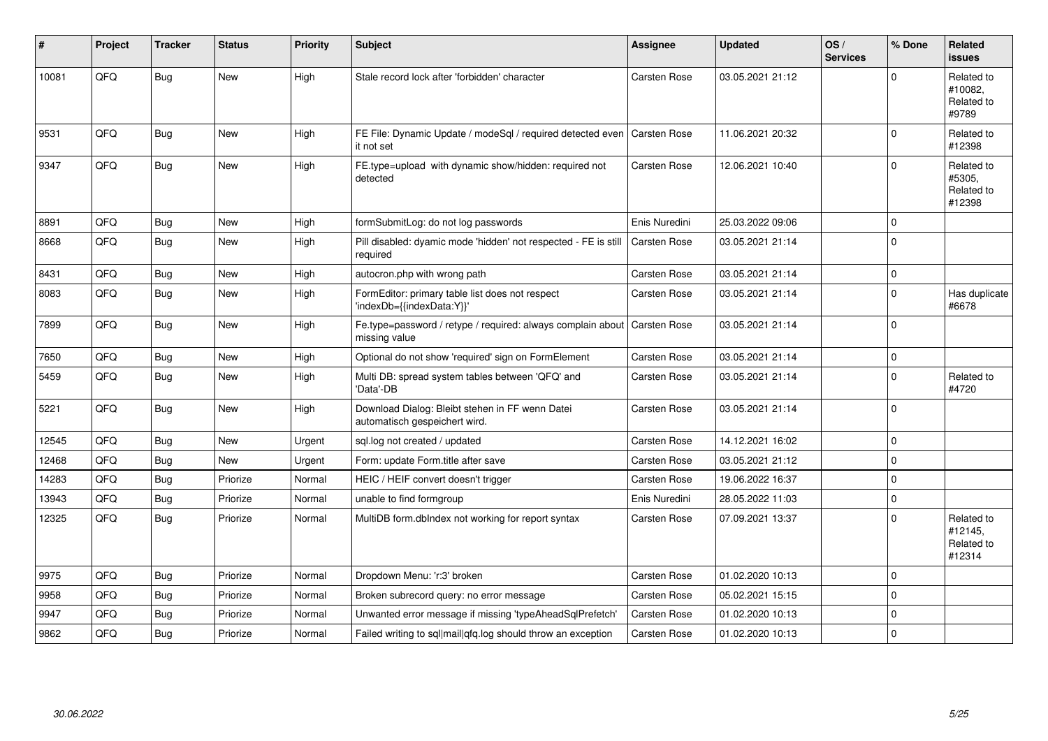| # | Project | Tracker | Status | Priority | Subject | Assignee | Updated | OS / Services | % Done | Related issues |
|---|---|---|---|---|---|---|---|---|---|---|
| 10081 | QFQ | Bug | New | High | Stale record lock after 'forbidden' character | Carsten Rose | 03.05.2021 21:12 | | 0 | Related to #10082, Related to #9789 |
| 9531 | QFQ | Bug | New | High | FE File: Dynamic Update / modeSql / required detected even it not set | Carsten Rose | 11.06.2021 20:32 | | 0 | Related to #12398 |
| 9347 | QFQ | Bug | New | High | FE.type=upload with dynamic show/hidden: required not detected | Carsten Rose | 12.06.2021 10:40 | | 0 | Related to #5305, Related to #12398 |
| 8891 | QFQ | Bug | New | High | formSubmitLog: do not log passwords | Enis Nuredini | 25.03.2022 09:06 | | 0 | |
| 8668 | QFQ | Bug | New | High | Pill disabled: dyamic mode 'hidden' not respected - FE is still required | Carsten Rose | 03.05.2021 21:14 | | 0 | |
| 8431 | QFQ | Bug | New | High | autocron.php with wrong path | Carsten Rose | 03.05.2021 21:14 | | 0 | |
| 8083 | QFQ | Bug | New | High | FormEditor: primary table list does not respect 'indexDb={{indexData:Y}}' | Carsten Rose | 03.05.2021 21:14 | | 0 | Has duplicate #6678 |
| 7899 | QFQ | Bug | New | High | Fe.type=password / retype / required: always complain about missing value | Carsten Rose | 03.05.2021 21:14 | | 0 | |
| 7650 | QFQ | Bug | New | High | Optional do not show 'required' sign on FormElement | Carsten Rose | 03.05.2021 21:14 | | 0 | |
| 5459 | QFQ | Bug | New | High | Multi DB: spread system tables between 'QFQ' and 'Data'-DB | Carsten Rose | 03.05.2021 21:14 | | 0 | Related to #4720 |
| 5221 | QFQ | Bug | New | High | Download Dialog: Bleibt stehen in FF wenn Datei automatisch gespeichert wird. | Carsten Rose | 03.05.2021 21:14 | | 0 | |
| 12545 | QFQ | Bug | New | Urgent | sql.log not created / updated | Carsten Rose | 14.12.2021 16:02 | | 0 | |
| 12468 | QFQ | Bug | New | Urgent | Form: update Form.title after save | Carsten Rose | 03.05.2021 21:12 | | 0 | |
| 14283 | QFQ | Bug | Priorize | Normal | HEIC / HEIF convert doesn't trigger | Carsten Rose | 19.06.2022 16:37 | | 0 | |
| 13943 | QFQ | Bug | Priorize | Normal | unable to find formgroup | Enis Nuredini | 28.05.2022 11:03 | | 0 | |
| 12325 | QFQ | Bug | Priorize | Normal | MultiDB form.dbIndex not working for report syntax | Carsten Rose | 07.09.2021 13:37 | | 0 | Related to #12145, Related to #12314 |
| 9975 | QFQ | Bug | Priorize | Normal | Dropdown Menu: 'r:3' broken | Carsten Rose | 01.02.2020 10:13 | | 0 | |
| 9958 | QFQ | Bug | Priorize | Normal | Broken subrecord query: no error message | Carsten Rose | 05.02.2021 15:15 | | 0 | |
| 9947 | QFQ | Bug | Priorize | Normal | Unwanted error message if missing 'typeAheadSqlPrefetch' | Carsten Rose | 01.02.2020 10:13 | | 0 | |
| 9862 | QFQ | Bug | Priorize | Normal | Failed writing to sql\|mail\|qfq.log should throw an exception | Carsten Rose | 01.02.2020 10:13 | | 0 | |

30.06.2022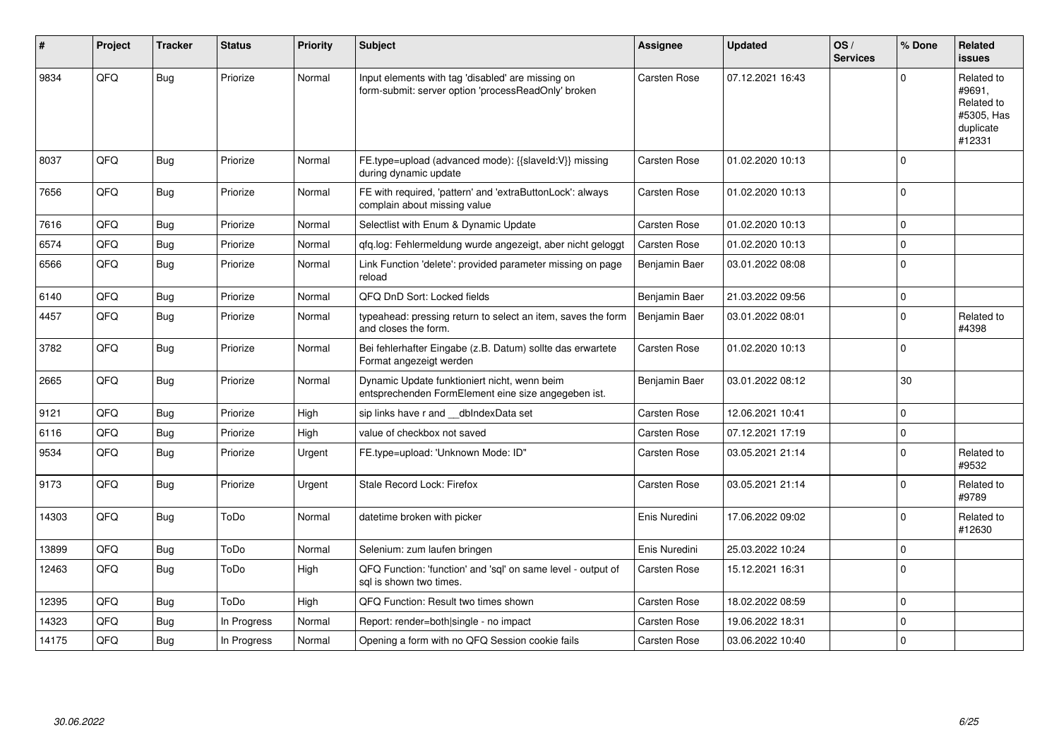| # | Project | Tracker | Status | Priority | Subject | Assignee | Updated | OS / Services | % Done | Related issues |
|---|---|---|---|---|---|---|---|---|---|---|
| 9834 | QFQ | Bug | Priorize | Normal | Input elements with tag 'disabled' are missing on form-submit: server option 'processReadOnly' broken | Carsten Rose | 07.12.2021 16:43 | | 0 | Related to #9691, Related to #5305, Has duplicate #12331 |
| 8037 | QFQ | Bug | Priorize | Normal | FE.type=upload (advanced mode): {{slaveId:V}} missing during dynamic update | Carsten Rose | 01.02.2020 10:13 | | 0 | |
| 7656 | QFQ | Bug | Priorize | Normal | FE with required, 'pattern' and 'extraButtonLock': always complain about missing value | Carsten Rose | 01.02.2020 10:13 | | 0 | |
| 7616 | QFQ | Bug | Priorize | Normal | Selectlist with Enum & Dynamic Update | Carsten Rose | 01.02.2020 10:13 | | 0 | |
| 6574 | QFQ | Bug | Priorize | Normal | qfq.log: Fehlermeldung wurde angezeigt, aber nicht geloggt | Carsten Rose | 01.02.2020 10:13 | | 0 | |
| 6566 | QFQ | Bug | Priorize | Normal | Link Function 'delete': provided parameter missing on page reload | Benjamin Baer | 03.01.2022 08:08 | | 0 | |
| 6140 | QFQ | Bug | Priorize | Normal | QFQ DnD Sort: Locked fields | Benjamin Baer | 21.03.2022 09:56 | | 0 | |
| 4457 | QFQ | Bug | Priorize | Normal | typeahead: pressing return to select an item, saves the form and closes the form. | Benjamin Baer | 03.01.2022 08:01 | | 0 | Related to #4398 |
| 3782 | QFQ | Bug | Priorize | Normal | Bei fehlerhafter Eingabe (z.B. Datum) sollte das erwartete Format angezeigt werden | Carsten Rose | 01.02.2020 10:13 | | 0 | |
| 2665 | QFQ | Bug | Priorize | Normal | Dynamic Update funktioniert nicht, wenn beim entsprechenden FormElement eine size angegeben ist. | Benjamin Baer | 03.01.2022 08:12 | | 30 | |
| 9121 | QFQ | Bug | Priorize | High | sip links have r and __dbIndexData set | Carsten Rose | 12.06.2021 10:41 | | 0 | |
| 6116 | QFQ | Bug | Priorize | High | value of checkbox not saved | Carsten Rose | 07.12.2021 17:19 | | 0 | |
| 9534 | QFQ | Bug | Priorize | Urgent | FE.type=upload: 'Unknown Mode: ID" | Carsten Rose | 03.05.2021 21:14 | | 0 | Related to #9532 |
| 9173 | QFQ | Bug | Priorize | Urgent | Stale Record Lock: Firefox | Carsten Rose | 03.05.2021 21:14 | | 0 | Related to #9789 |
| 14303 | QFQ | Bug | ToDo | Normal | datetime broken with picker | Enis Nuredini | 17.06.2022 09:02 | | 0 | Related to #12630 |
| 13899 | QFQ | Bug | ToDo | Normal | Selenium: zum laufen bringen | Enis Nuredini | 25.03.2022 10:24 | | 0 | |
| 12463 | QFQ | Bug | ToDo | High | QFQ Function: 'function' and 'sql' on same level - output of sql is shown two times. | Carsten Rose | 15.12.2021 16:31 | | 0 | |
| 12395 | QFQ | Bug | ToDo | High | QFQ Function: Result two times shown | Carsten Rose | 18.02.2022 08:59 | | 0 | |
| 14323 | QFQ | Bug | In Progress | Normal | Report: render=both\|single - no impact | Carsten Rose | 19.06.2022 18:31 | | 0 | |
| 14175 | QFQ | Bug | In Progress | Normal | Opening a form with no QFQ Session cookie fails | Carsten Rose | 03.06.2022 10:40 | | 0 | |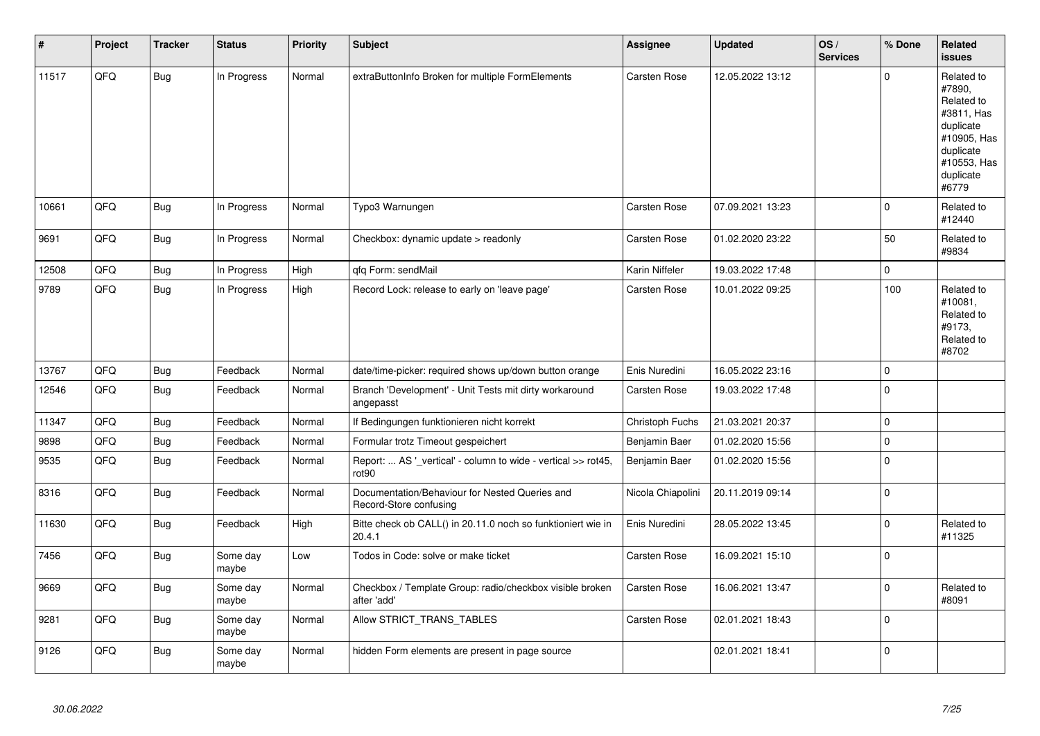| # | Project | Tracker | Status | Priority | Subject | Assignee | Updated | OS / Services | % Done | Related issues |
|---|---|---|---|---|---|---|---|---|---|---|
| 11517 | QFQ | Bug | In Progress | Normal | extraButtonInfo Broken for multiple FormElements | Carsten Rose | 12.05.2022 13:12 | | 0 | Related to #7890, Related to #3811, Has duplicate #10905, Has duplicate #10553, Has duplicate #6779 |
| 10661 | QFQ | Bug | In Progress | Normal | Typo3 Warnungen | Carsten Rose | 07.09.2021 13:23 | | 0 | Related to #12440 |
| 9691 | QFQ | Bug | In Progress | Normal | Checkbox: dynamic update > readonly | Carsten Rose | 01.02.2020 23:22 | | 50 | Related to #9834 |
| 12508 | QFQ | Bug | In Progress | High | qfq Form: sendMail | Karin Niffeler | 19.03.2022 17:48 | | 0 | |
| 9789 | QFQ | Bug | In Progress | High | Record Lock: release to early on 'leave page' | Carsten Rose | 10.01.2022 09:25 | | 100 | Related to #10081, Related to #9173, Related to #8702 |
| 13767 | QFQ | Bug | Feedback | Normal | date/time-picker: required shows up/down button orange | Enis Nuredini | 16.05.2022 23:16 | | 0 | |
| 12546 | QFQ | Bug | Feedback | Normal | Branch 'Development' - Unit Tests mit dirty workaround angepasst | Carsten Rose | 19.03.2022 17:48 | | 0 | |
| 11347 | QFQ | Bug | Feedback | Normal | If Bedingungen funktionieren nicht korrekt | Christoph Fuchs | 21.03.2021 20:37 | | 0 | |
| 9898 | QFQ | Bug | Feedback | Normal | Formular trotz Timeout gespeichert | Benjamin Baer | 01.02.2020 15:56 | | 0 | |
| 9535 | QFQ | Bug | Feedback | Normal | Report: ... AS '_vertical' - column to wide - vertical >> rot45, rot90 | Benjamin Baer | 01.02.2020 15:56 | | 0 | |
| 8316 | QFQ | Bug | Feedback | Normal | Documentation/Behaviour for Nested Queries and Record-Store confusing | Nicola Chiapolini | 20.11.2019 09:14 | | 0 | |
| 11630 | QFQ | Bug | Feedback | High | Bitte check ob CALL() in 20.11.0 noch so funktioniert wie in 20.4.1 | Enis Nuredini | 28.05.2022 13:45 | | 0 | Related to #11325 |
| 7456 | QFQ | Bug | Some day maybe | Low | Todos in Code: solve or make ticket | Carsten Rose | 16.09.2021 15:10 | | 0 | |
| 9669 | QFQ | Bug | Some day maybe | Normal | Checkbox / Template Group: radio/checkbox visible broken after 'add' | Carsten Rose | 16.06.2021 13:47 | | 0 | Related to #8091 |
| 9281 | QFQ | Bug | Some day maybe | Normal | Allow STRICT_TRANS_TABLES | Carsten Rose | 02.01.2021 18:43 | | 0 | |
| 9126 | QFQ | Bug | Some day maybe | Normal | hidden Form elements are present in page source | | 02.01.2021 18:41 | | 0 | |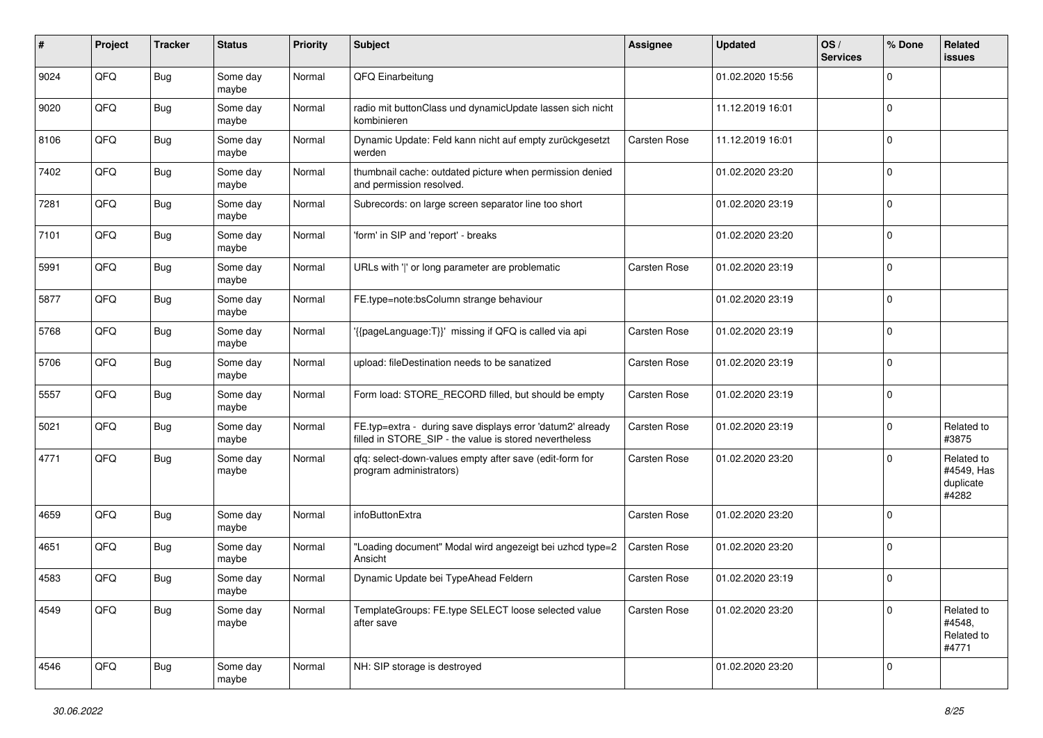| # | Project | Tracker | Status | Priority | Subject | Assignee | Updated | OS / Services | % Done | Related issues |
|---|---|---|---|---|---|---|---|---|---|---|
| 9024 | QFQ | Bug | Some day maybe | Normal | QFQ Einarbeitung | | 01.02.2020 15:56 | | 0 | |
| 9020 | QFQ | Bug | Some day maybe | Normal | radio mit buttonClass und dynamicUpdate lassen sich nicht kombinieren | | 11.12.2019 16:01 | | 0 | |
| 8106 | QFQ | Bug | Some day maybe | Normal | Dynamic Update: Feld kann nicht auf empty zurückgesetzt werden | Carsten Rose | 11.12.2019 16:01 | | 0 | |
| 7402 | QFQ | Bug | Some day maybe | Normal | thumbnail cache: outdated picture when permission denied and permission resolved. | | 01.02.2020 23:20 | | 0 | |
| 7281 | QFQ | Bug | Some day maybe | Normal | Subrecords: on large screen separator line too short | | 01.02.2020 23:19 | | 0 | |
| 7101 | QFQ | Bug | Some day maybe | Normal | 'form' in SIP and 'report' - breaks | | 01.02.2020 23:20 | | 0 | |
| 5991 | QFQ | Bug | Some day maybe | Normal | URLs with ' ' or long parameter are problematic | Carsten Rose | 01.02.2020 23:19 | | 0 | |
| 5877 | QFQ | Bug | Some day maybe | Normal | FE.type=note:bsColumn strange behaviour | | 01.02.2020 23:19 | | 0 | |
| 5768 | QFQ | Bug | Some day maybe | Normal | '{{pageLanguage:T}}' missing if QFQ is called via api | Carsten Rose | 01.02.2020 23:19 | | 0 | |
| 5706 | QFQ | Bug | Some day maybe | Normal | upload: fileDestination needs to be sanatized | Carsten Rose | 01.02.2020 23:19 | | 0 | |
| 5557 | QFQ | Bug | Some day maybe | Normal | Form load: STORE_RECORD filled, but should be empty | Carsten Rose | 01.02.2020 23:19 | | 0 | |
| 5021 | QFQ | Bug | Some day maybe | Normal | FE.typ=extra - during save displays error 'datum2' already filled in STORE_SIP - the value is stored nevertheless | Carsten Rose | 01.02.2020 23:19 | | 0 | Related to #3875 |
| 4771 | QFQ | Bug | Some day maybe | Normal | qfq: select-down-values empty after save (edit-form for program administrators) | Carsten Rose | 01.02.2020 23:20 | | 0 | Related to #4549, Has duplicate #4282 |
| 4659 | QFQ | Bug | Some day maybe | Normal | infoButtonExtra | Carsten Rose | 01.02.2020 23:20 | | 0 | |
| 4651 | QFQ | Bug | Some day maybe | Normal | "Loading document" Modal wird angezeigt bei uzhcd type=2 Ansicht | Carsten Rose | 01.02.2020 23:20 | | 0 | |
| 4583 | QFQ | Bug | Some day maybe | Normal | Dynamic Update bei TypeAhead Feldern | Carsten Rose | 01.02.2020 23:19 | | 0 | |
| 4549 | QFQ | Bug | Some day maybe | Normal | TemplateGroups: FE.type SELECT loose selected value after save | Carsten Rose | 01.02.2020 23:20 | | 0 | Related to #4548, Related to #4771 |
| 4546 | QFQ | Bug | Some day maybe | Normal | NH: SIP storage is destroyed | | 01.02.2020 23:20 | | 0 | |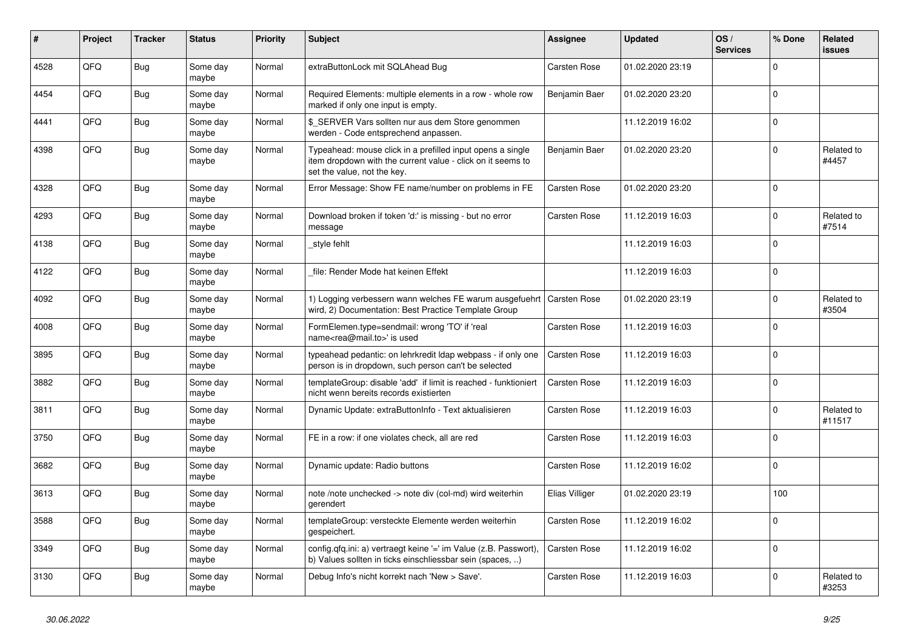| # | Project | Tracker | Status | Priority | Subject | Assignee | Updated | OS / Services | % Done | Related issues |
|---|---|---|---|---|---|---|---|---|---|---|
| 4528 | QFQ | Bug | Some day maybe | Normal | extraButtonLock mit SQLAhead Bug | Carsten Rose | 01.02.2020 23:19 | | 0 | |
| 4454 | QFQ | Bug | Some day maybe | Normal | Required Elements: multiple elements in a row - whole row marked if only one input is empty. | Benjamin Baer | 01.02.2020 23:20 | | 0 | |
| 4441 | QFQ | Bug | Some day maybe | Normal | $_SERVER Vars sollten nur aus dem Store genommen werden - Code entsprechend anpassen. | | 11.12.2019 16:02 | | 0 | |
| 4398 | QFQ | Bug | Some day maybe | Normal | Typeahead: mouse click in a prefilled input opens a single item dropdown with the current value - click on it seems to set the value, not the key. | Benjamin Baer | 01.02.2020 23:20 | | 0 | Related to #4457 |
| 4328 | QFQ | Bug | Some day maybe | Normal | Error Message: Show FE name/number on problems in FE | Carsten Rose | 01.02.2020 23:20 | | 0 | |
| 4293 | QFQ | Bug | Some day maybe | Normal | Download broken if token 'd:' is missing - but no error message | Carsten Rose | 11.12.2019 16:03 | | 0 | Related to #7514 |
| 4138 | QFQ | Bug | Some day maybe | Normal | _style fehlt | | 11.12.2019 16:03 | | 0 | |
| 4122 | QFQ | Bug | Some day maybe | Normal | _file: Render Mode hat keinen Effekt | | 11.12.2019 16:03 | | 0 | |
| 4092 | QFQ | Bug | Some day maybe | Normal | 1) Logging verbessern wann welches FE warum ausgefuehrt wird, 2) Documentation: Best Practice Template Group | Carsten Rose | 01.02.2020 23:19 | | 0 | Related to #3504 |
| 4008 | QFQ | Bug | Some day maybe | Normal | FormElemen.type=sendmail: wrong 'TO' if 'real name<rea@mail.to>' is used | Carsten Rose | 11.12.2019 16:03 | | 0 | |
| 3895 | QFQ | Bug | Some day maybe | Normal | typeahead pedantic: on lehrkredit ldap webpass - if only one person is in dropdown, such person can't be selected | Carsten Rose | 11.12.2019 16:03 | | 0 | |
| 3882 | QFQ | Bug | Some day maybe | Normal | templateGroup: disable 'add' if limit is reached - funktioniert nicht wenn bereits records existierten | Carsten Rose | 11.12.2019 16:03 | | 0 | |
| 3811 | QFQ | Bug | Some day maybe | Normal | Dynamic Update: extraButtonInfo - Text aktualisieren | Carsten Rose | 11.12.2019 16:03 | | 0 | Related to #11517 |
| 3750 | QFQ | Bug | Some day maybe | Normal | FE in a row: if one violates check, all are red | Carsten Rose | 11.12.2019 16:03 | | 0 | |
| 3682 | QFQ | Bug | Some day maybe | Normal | Dynamic update: Radio buttons | Carsten Rose | 11.12.2019 16:02 | | 0 | |
| 3613 | QFQ | Bug | Some day maybe | Normal | note /note unchecked -> note div (col-md) wird weiterhin gerendert | Elias Villiger | 01.02.2020 23:19 | | 100 | |
| 3588 | QFQ | Bug | Some day maybe | Normal | templateGroup: versteckte Elemente werden weiterhin gespeichert. | Carsten Rose | 11.12.2019 16:02 | | 0 | |
| 3349 | QFQ | Bug | Some day maybe | Normal | config.qfq.ini: a) vertraegt keine '=' im Value (z.B. Passwort), b) Values sollten in ticks einschliessbar sein (spaces, ..) | Carsten Rose | 11.12.2019 16:02 | | 0 | |
| 3130 | QFQ | Bug | Some day maybe | Normal | Debug Info's nicht korrekt nach 'New > Save'. | Carsten Rose | 11.12.2019 16:03 | | 0 | Related to #3253 |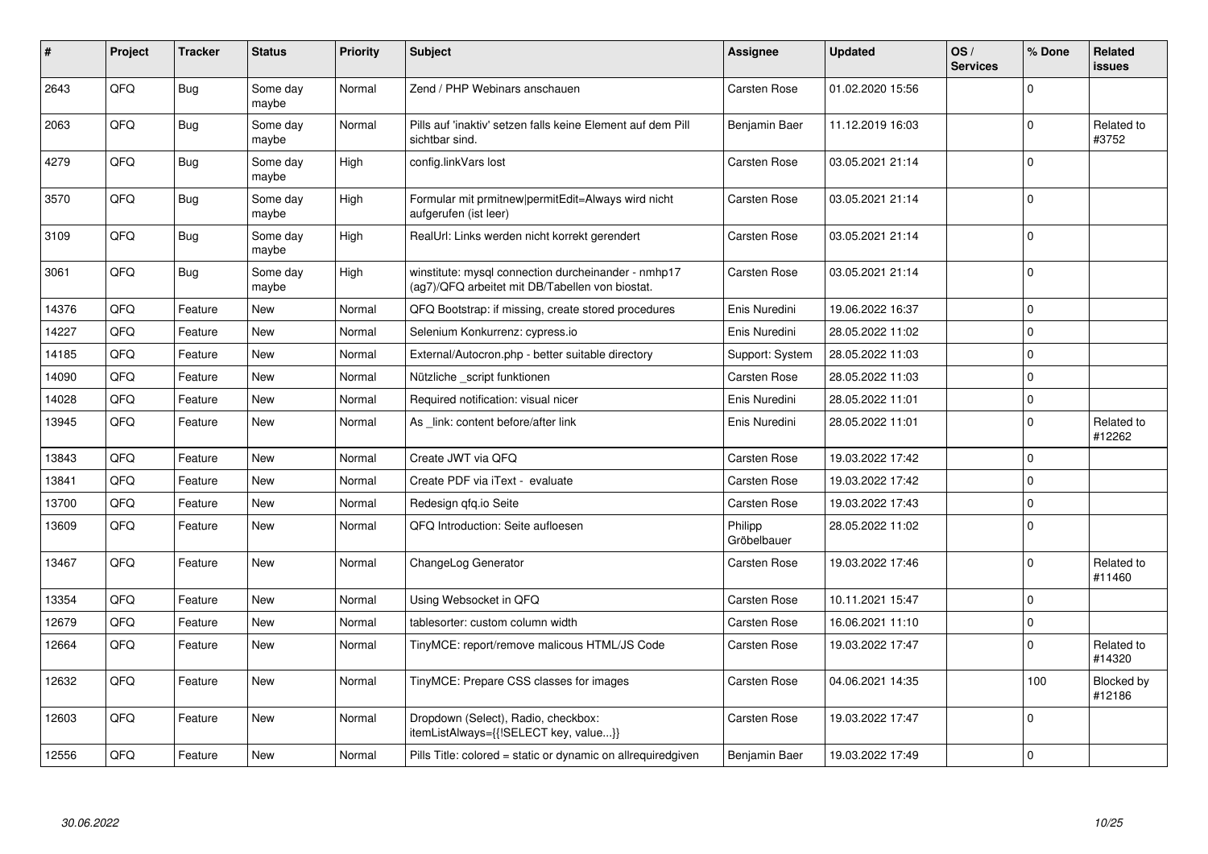| # | Project | Tracker | Status | Priority | Subject | Assignee | Updated | OS / Services | % Done | Related issues |
|---|---|---|---|---|---|---|---|---|---|---|
| 2643 | QFQ | Bug | Some day maybe | Normal | Zend / PHP Webinars anschauen | Carsten Rose | 01.02.2020 15:56 | | 0 | |
| 2063 | QFQ | Bug | Some day maybe | Normal | Pills auf 'inaktiv' setzen falls keine Element auf dem Pill sichtbar sind. | Benjamin Baer | 11.12.2019 16:03 | | 0 | Related to #3752 |
| 4279 | QFQ | Bug | Some day maybe | High | config.linkVars lost | Carsten Rose | 03.05.2021 21:14 | | 0 | |
| 3570 | QFQ | Bug | Some day maybe | High | Formular mit prmitnew\|permitEdit=Always wird nicht aufgerufen (ist leer) | Carsten Rose | 03.05.2021 21:14 | | 0 | |
| 3109 | QFQ | Bug | Some day maybe | High | RealUrl: Links werden nicht korrekt gerendert | Carsten Rose | 03.05.2021 21:14 | | 0 | |
| 3061 | QFQ | Bug | Some day maybe | High | winstitute: mysql connection durcheinander - nmhp17 (ag7)/QFQ arbeitet mit DB/Tabellen von biostat. | Carsten Rose | 03.05.2021 21:14 | | 0 | |
| 14376 | QFQ | Feature | New | Normal | QFQ Bootstrap: if missing, create stored procedures | Enis Nuredini | 19.06.2022 16:37 | | 0 | |
| 14227 | QFQ | Feature | New | Normal | Selenium Konkurrenz: cypress.io | Enis Nuredini | 28.05.2022 11:02 | | 0 | |
| 14185 | QFQ | Feature | New | Normal | External/Autocron.php - better suitable directory | Support: System | 28.05.2022 11:03 | | 0 | |
| 14090 | QFQ | Feature | New | Normal | Nützliche _script funktionen | Carsten Rose | 28.05.2022 11:03 | | 0 | |
| 14028 | QFQ | Feature | New | Normal | Required notification: visual nicer | Enis Nuredini | 28.05.2022 11:01 | | 0 | |
| 13945 | QFQ | Feature | New | Normal | As _link: content before/after link | Enis Nuredini | 28.05.2022 11:01 | | 0 | Related to #12262 |
| 13843 | QFQ | Feature | New | Normal | Create JWT via QFQ | Carsten Rose | 19.03.2022 17:42 | | 0 | |
| 13841 | QFQ | Feature | New | Normal | Create PDF via iText - evaluate | Carsten Rose | 19.03.2022 17:42 | | 0 | |
| 13700 | QFQ | Feature | New | Normal | Redesign qfq.io Seite | Carsten Rose | 19.03.2022 17:43 | | 0 | |
| 13609 | QFQ | Feature | New | Normal | QFQ Introduction: Seite aufloesen | Philipp Gröbelbauer | 28.05.2022 11:02 | | 0 | |
| 13467 | QFQ | Feature | New | Normal | ChangeLog Generator | Carsten Rose | 19.03.2022 17:46 | | 0 | Related to #11460 |
| 13354 | QFQ | Feature | New | Normal | Using Websocket in QFQ | Carsten Rose | 10.11.2021 15:47 | | 0 | |
| 12679 | QFQ | Feature | New | Normal | tablesorter: custom column width | Carsten Rose | 16.06.2021 11:10 | | 0 | |
| 12664 | QFQ | Feature | New | Normal | TinyMCE: report/remove malicous HTML/JS Code | Carsten Rose | 19.03.2022 17:47 | | 0 | Related to #14320 |
| 12632 | QFQ | Feature | New | Normal | TinyMCE: Prepare CSS classes for images | Carsten Rose | 04.06.2021 14:35 | | 100 | Blocked by #12186 |
| 12603 | QFQ | Feature | New | Normal | Dropdown (Select), Radio, checkbox: itemListAlways={{!SELECT key, value...}} | Carsten Rose | 19.03.2022 17:47 | | 0 | |
| 12556 | QFQ | Feature | New | Normal | Pills Title: colored = static or dynamic on allrequiredgiven | Benjamin Baer | 19.03.2022 17:49 | | 0 | |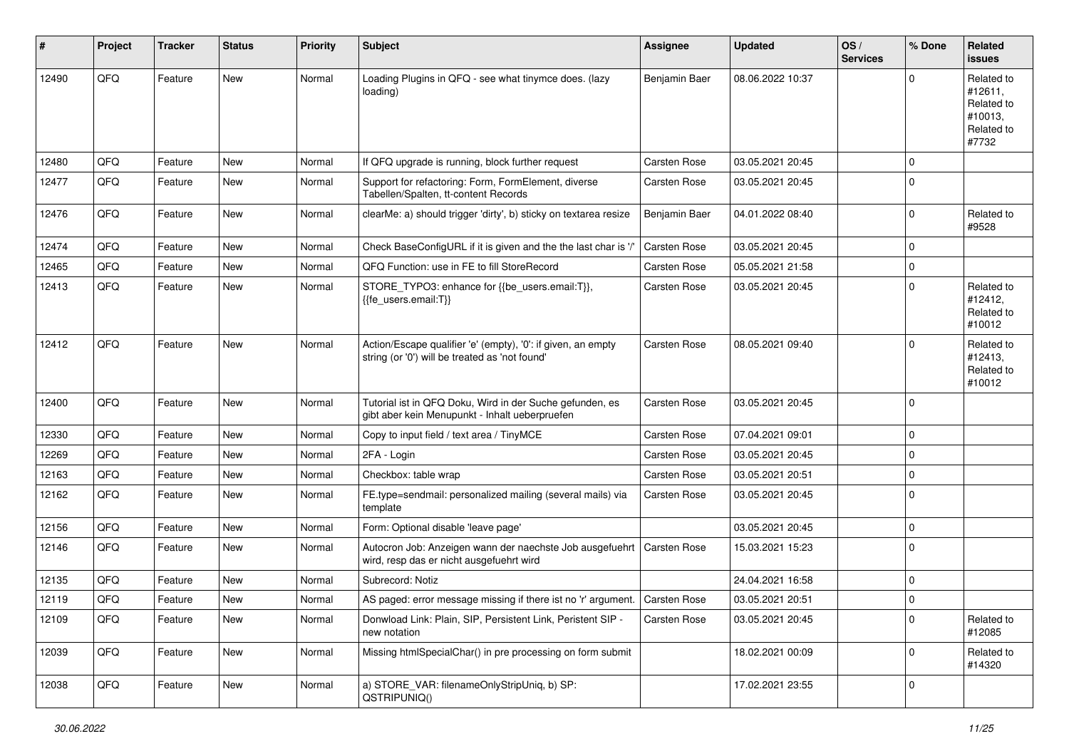| # | Project | Tracker | Status | Priority | Subject | Assignee | Updated | OS / Services | % Done | Related issues |
|---|---|---|---|---|---|---|---|---|---|---|
| 12490 | QFQ | Feature | New | Normal | Loading Plugins in QFQ - see what tinymce does. (lazy loading) | Benjamin Baer | 08.06.2022 10:37 | | 0 | Related to #12611, Related to #10013, Related to #7732 |
| 12480 | QFQ | Feature | New | Normal | If QFQ upgrade is running, block further request | Carsten Rose | 03.05.2021 20:45 | | 0 | |
| 12477 | QFQ | Feature | New | Normal | Support for refactoring: Form, FormElement, diverse Tabellen/Spalten, tt-content Records | Carsten Rose | 03.05.2021 20:45 | | 0 | |
| 12476 | QFQ | Feature | New | Normal | clearMe: a) should trigger 'dirty', b) sticky on textarea resize | Benjamin Baer | 04.01.2022 08:40 | | 0 | Related to #9528 |
| 12474 | QFQ | Feature | New | Normal | Check BaseConfigURL if it is given and the the last char is '/' | Carsten Rose | 03.05.2021 20:45 | | 0 | |
| 12465 | QFQ | Feature | New | Normal | QFQ Function: use in FE to fill StoreRecord | Carsten Rose | 05.05.2021 21:58 | | 0 | |
| 12413 | QFQ | Feature | New | Normal | STORE_TYPO3: enhance for {{be_users.email:T}}, {{fe_users.email:T}} | Carsten Rose | 03.05.2021 20:45 | | 0 | Related to #12412, Related to #10012 |
| 12412 | QFQ | Feature | New | Normal | Action/Escape qualifier 'e' (empty), '0': if given, an empty string (or '0') will be treated as 'not found' | Carsten Rose | 08.05.2021 09:40 | | 0 | Related to #12413, Related to #10012 |
| 12400 | QFQ | Feature | New | Normal | Tutorial ist in QFQ Doku, Wird in der Suche gefunden, es gibt aber kein Menupunkt - Inhalt ueberpruefen | Carsten Rose | 03.05.2021 20:45 | | 0 | |
| 12330 | QFQ | Feature | New | Normal | Copy to input field / text area / TinyMCE | Carsten Rose | 07.04.2021 09:01 | | 0 | |
| 12269 | QFQ | Feature | New | Normal | 2FA - Login | Carsten Rose | 03.05.2021 20:45 | | 0 | |
| 12163 | QFQ | Feature | New | Normal | Checkbox: table wrap | Carsten Rose | 03.05.2021 20:51 | | 0 | |
| 12162 | QFQ | Feature | New | Normal | FE.type=sendmail: personalized mailing (several mails) via template | Carsten Rose | 03.05.2021 20:45 | | 0 | |
| 12156 | QFQ | Feature | New | Normal | Form: Optional disable 'leave page' | | 03.05.2021 20:45 | | 0 | |
| 12146 | QFQ | Feature | New | Normal | Autocron Job: Anzeigen wann der naechste Job ausgefuehrt wird, resp das er nicht ausgefuehrt wird | Carsten Rose | 15.03.2021 15:23 | | 0 | |
| 12135 | QFQ | Feature | New | Normal | Subrecord: Notiz | | 24.04.2021 16:58 | | 0 | |
| 12119 | QFQ | Feature | New | Normal | AS paged: error message missing if there ist no 'r' argument. | Carsten Rose | 03.05.2021 20:51 | | 0 | |
| 12109 | QFQ | Feature | New | Normal | Donwload Link: Plain, SIP, Persistent Link, Peristent SIP - new notation | Carsten Rose | 03.05.2021 20:45 | | 0 | Related to #12085 |
| 12039 | QFQ | Feature | New | Normal | Missing htmlSpecialChar() in pre processing on form submit | | 18.02.2021 00:09 | | 0 | Related to #14320 |
| 12038 | QFQ | Feature | New | Normal | a) STORE_VAR: filenameOnlyStripUniq, b) SP: QSTRIPUNIQ() | | 17.02.2021 23:55 | | 0 | |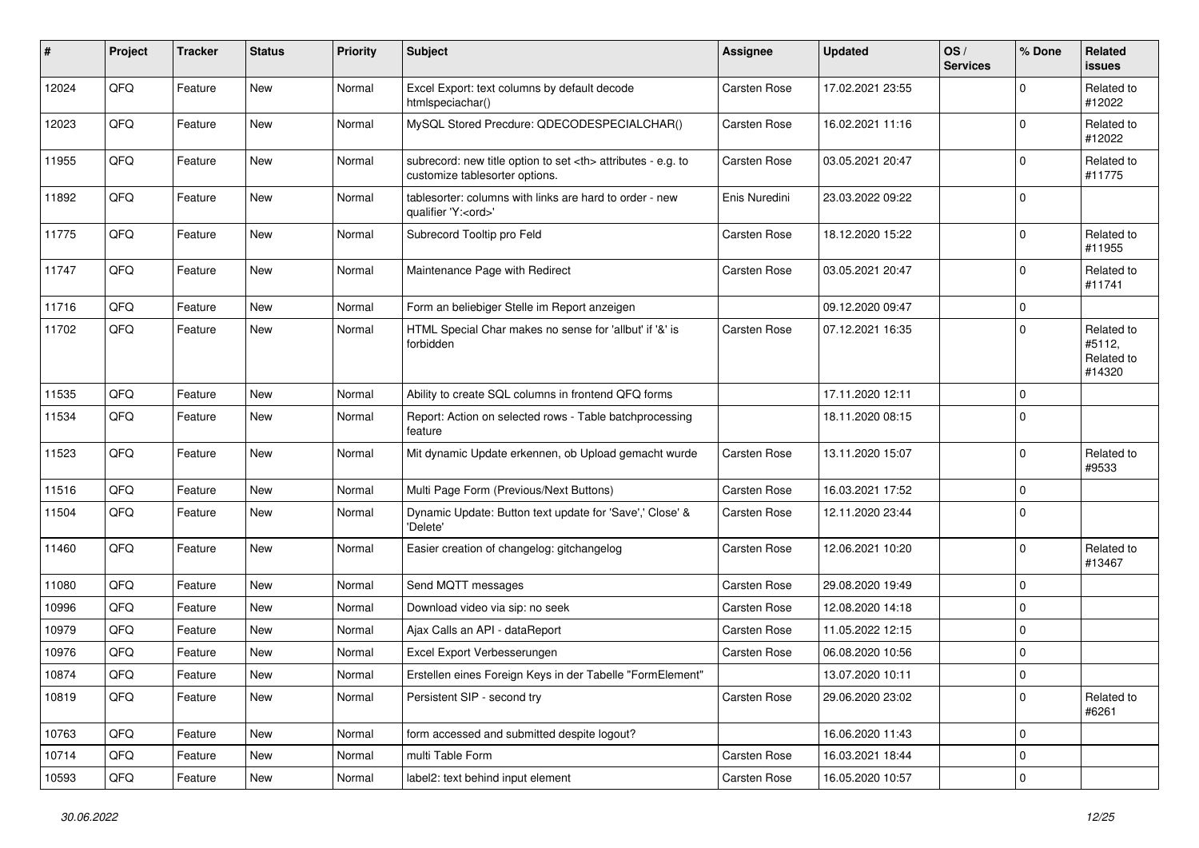| # | Project | Tracker | Status | Priority | Subject | Assignee | Updated | OS / Services | % Done | Related issues |
|---|---|---|---|---|---|---|---|---|---|---|
| 12024 | QFQ | Feature | New | Normal | Excel Export: text columns by default decode htmlspeciachar() | Carsten Rose | 17.02.2021 23:55 | | 0 | Related to #12022 |
| 12023 | QFQ | Feature | New | Normal | MySQL Stored Precdure: QDECODESPECIALCHAR() | Carsten Rose | 16.02.2021 11:16 | | 0 | Related to #12022 |
| 11955 | QFQ | Feature | New | Normal | subrecord: new title option to set <th> attributes - e.g. to customize tablesorter options. | Carsten Rose | 03.05.2021 20:47 | | 0 | Related to #11775 |
| 11892 | QFQ | Feature | New | Normal | tablesorter: columns with links are hard to order - new qualifier 'Y:<ord>' | Enis Nuredini | 23.03.2022 09:22 | | 0 | |
| 11775 | QFQ | Feature | New | Normal | Subrecord Tooltip pro Feld | Carsten Rose | 18.12.2020 15:22 | | 0 | Related to #11955 |
| 11747 | QFQ | Feature | New | Normal | Maintenance Page with Redirect | Carsten Rose | 03.05.2021 20:47 | | 0 | Related to #11741 |
| 11716 | QFQ | Feature | New | Normal | Form an beliebiger Stelle im Report anzeigen | | 09.12.2020 09:47 | | 0 | |
| 11702 | QFQ | Feature | New | Normal | HTML Special Char makes no sense for 'allbut' if '&' is forbidden | Carsten Rose | 07.12.2021 16:35 | | 0 | Related to #5112, Related to #14320 |
| 11535 | QFQ | Feature | New | Normal | Ability to create SQL columns in frontend QFQ forms | | 17.11.2020 12:11 | | 0 | |
| 11534 | QFQ | Feature | New | Normal | Report: Action on selected rows - Table batchprocessing feature | | 18.11.2020 08:15 | | 0 | |
| 11523 | QFQ | Feature | New | Normal | Mit dynamic Update erkennen, ob Upload gemacht wurde | Carsten Rose | 13.11.2020 15:07 | | 0 | Related to #9533 |
| 11516 | QFQ | Feature | New | Normal | Multi Page Form (Previous/Next Buttons) | Carsten Rose | 16.03.2021 17:52 | | 0 | |
| 11504 | QFQ | Feature | New | Normal | Dynamic Update: Button text update for 'Save',' Close' & 'Delete' | Carsten Rose | 12.11.2020 23:44 | | 0 | |
| 11460 | QFQ | Feature | New | Normal | Easier creation of changelog: gitchangelog | Carsten Rose | 12.06.2021 10:20 | | 0 | Related to #13467 |
| 11080 | QFQ | Feature | New | Normal | Send MQTT messages | Carsten Rose | 29.08.2020 19:49 | | 0 | |
| 10996 | QFQ | Feature | New | Normal | Download video via sip: no seek | Carsten Rose | 12.08.2020 14:18 | | 0 | |
| 10979 | QFQ | Feature | New | Normal | Ajax Calls an API - dataReport | Carsten Rose | 11.05.2022 12:15 | | 0 | |
| 10976 | QFQ | Feature | New | Normal | Excel Export Verbesserungen | Carsten Rose | 06.08.2020 10:56 | | 0 | |
| 10874 | QFQ | Feature | New | Normal | Erstellen eines Foreign Keys in der Tabelle "FormElement" | | 13.07.2020 10:11 | | 0 | |
| 10819 | QFQ | Feature | New | Normal | Persistent SIP - second try | Carsten Rose | 29.06.2020 23:02 | | 0 | Related to #6261 |
| 10763 | QFQ | Feature | New | Normal | form accessed and submitted despite logout? | | 16.06.2020 11:43 | | 0 | |
| 10714 | QFQ | Feature | New | Normal | multi Table Form | Carsten Rose | 16.03.2021 18:44 | | 0 | |
| 10593 | QFQ | Feature | New | Normal | label2: text behind input element | Carsten Rose | 16.05.2020 10:57 | | 0 | |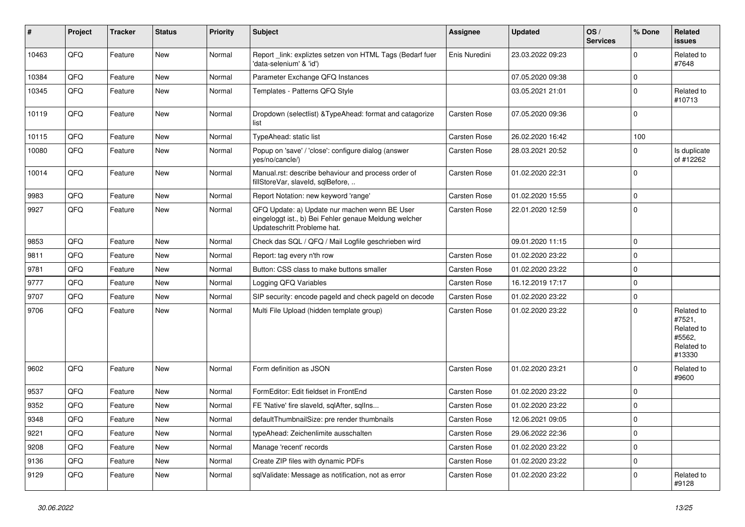| # | Project | Tracker | Status | Priority | Subject | Assignee | Updated | OS / Services | % Done | Related issues |
|---|---|---|---|---|---|---|---|---|---|---|
| 10463 | QFQ | Feature | New | Normal | Report _link: expliztes setzen von HTML Tags (Bedarf fuer 'data-selenium' & 'id') | Enis Nuredini | 23.03.2022 09:23 | | 0 | Related to #7648 |
| 10384 | QFQ | Feature | New | Normal | Parameter Exchange QFQ Instances | | 07.05.2020 09:38 | | 0 | |
| 10345 | QFQ | Feature | New | Normal | Templates - Patterns QFQ Style | | 03.05.2021 21:01 | | 0 | Related to #10713 |
| 10119 | QFQ | Feature | New | Normal | Dropdown (selectlist) &TypeAhead: format and catagorize list | Carsten Rose | 07.05.2020 09:36 | | 0 | |
| 10115 | QFQ | Feature | New | Normal | TypeAhead: static list | Carsten Rose | 26.02.2020 16:42 | | 100 | |
| 10080 | QFQ | Feature | New | Normal | Popup on 'save' / 'close': configure dialog (answer yes/no/cancle/) | Carsten Rose | 28.03.2021 20:52 | | 0 | Is duplicate of #12262 |
| 10014 | QFQ | Feature | New | Normal | Manual.rst: describe behaviour and process order of fillStoreVar, slaveId, sqlBefore, .. | Carsten Rose | 01.02.2020 22:31 | | 0 | |
| 9983 | QFQ | Feature | New | Normal | Report Notation: new keyword 'range' | Carsten Rose | 01.02.2020 15:55 | | 0 | |
| 9927 | QFQ | Feature | New | Normal | QFQ Update: a) Update nur machen wenn BE User eingeloggt ist., b) Bei Fehler genaue Meldung welcher Updateschritt Probleme hat. | Carsten Rose | 22.01.2020 12:59 | | 0 | |
| 9853 | QFQ | Feature | New | Normal | Check das SQL / QFQ / Mail Logfile geschrieben wird | | 09.01.2020 11:15 | | 0 | |
| 9811 | QFQ | Feature | New | Normal | Report: tag every n'th row | Carsten Rose | 01.02.2020 23:22 | | 0 | |
| 9781 | QFQ | Feature | New | Normal | Button: CSS class to make buttons smaller | Carsten Rose | 01.02.2020 23:22 | | 0 | |
| 9777 | QFQ | Feature | New | Normal | Logging QFQ Variables | Carsten Rose | 16.12.2019 17:17 | | 0 | |
| 9707 | QFQ | Feature | New | Normal | SIP security: encode pageId and check pageId on decode | Carsten Rose | 01.02.2020 23:22 | | 0 | |
| 9706 | QFQ | Feature | New | Normal | Multi File Upload (hidden template group) | Carsten Rose | 01.02.2020 23:22 | | 0 | Related to #7521, Related to #5562, Related to #13330 |
| 9602 | QFQ | Feature | New | Normal | Form definition as JSON | Carsten Rose | 01.02.2020 23:21 | | 0 | Related to #9600 |
| 9537 | QFQ | Feature | New | Normal | FormEditor: Edit fieldset in FrontEnd | Carsten Rose | 01.02.2020 23:22 | | 0 | |
| 9352 | QFQ | Feature | New | Normal | FE 'Native' fire slaveId, sqlAfter, sqlIns... | Carsten Rose | 01.02.2020 23:22 | | 0 | |
| 9348 | QFQ | Feature | New | Normal | defaultThumbnailSize: pre render thumbnails | Carsten Rose | 12.06.2021 09:05 | | 0 | |
| 9221 | QFQ | Feature | New | Normal | typeAhead: Zeichenlimite ausschalten | Carsten Rose | 29.06.2022 22:36 | | 0 | |
| 9208 | QFQ | Feature | New | Normal | Manage 'recent' records | Carsten Rose | 01.02.2020 23:22 | | 0 | |
| 9136 | QFQ | Feature | New | Normal | Create ZIP files with dynamic PDFs | Carsten Rose | 01.02.2020 23:22 | | 0 | |
| 9129 | QFQ | Feature | New | Normal | sqlValidate: Message as notification, not as error | Carsten Rose | 01.02.2020 23:22 | | 0 | Related to #9128 |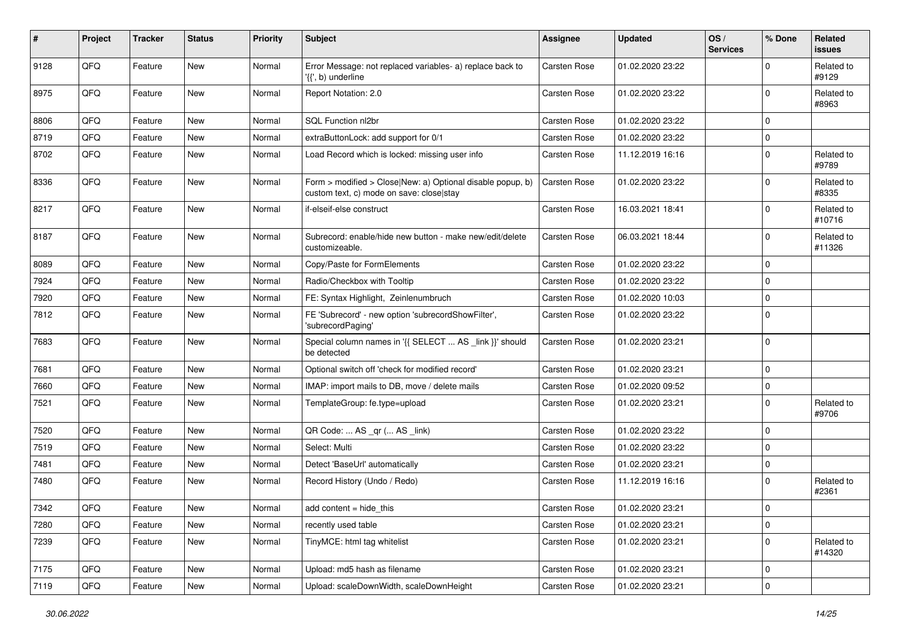| # | Project | Tracker | Status | Priority | Subject | Assignee | Updated | OS / Services | % Done | Related issues |
|---|---|---|---|---|---|---|---|---|---|---|
| 9128 | QFQ | Feature | New | Normal | Error Message: not replaced variables- a) replace back to '{{', b) underline | Carsten Rose | 01.02.2020 23:22 | | 0 | Related to #9129 |
| 8975 | QFQ | Feature | New | Normal | Report Notation: 2.0 | Carsten Rose | 01.02.2020 23:22 | | 0 | Related to #8963 |
| 8806 | QFQ | Feature | New | Normal | SQL Function nl2br | Carsten Rose | 01.02.2020 23:22 | | 0 | |
| 8719 | QFQ | Feature | New | Normal | extraButtonLock: add support for 0/1 | Carsten Rose | 01.02.2020 23:22 | | 0 | |
| 8702 | QFQ | Feature | New | Normal | Load Record which is locked: missing user info | Carsten Rose | 11.12.2019 16:16 | | 0 | Related to #9789 |
| 8336 | QFQ | Feature | New | Normal | Form > modified > Close\|New: a) Optional disable popup, b) custom text, c) mode on save: close\|stay | Carsten Rose | 01.02.2020 23:22 | | 0 | Related to #8335 |
| 8217 | QFQ | Feature | New | Normal | if-elseif-else construct | Carsten Rose | 16.03.2021 18:41 | | 0 | Related to #10716 |
| 8187 | QFQ | Feature | New | Normal | Subrecord: enable/hide new button - make new/edit/delete customizeable. | Carsten Rose | 06.03.2021 18:44 | | 0 | Related to #11326 |
| 8089 | QFQ | Feature | New | Normal | Copy/Paste for FormElements | Carsten Rose | 01.02.2020 23:22 | | 0 | |
| 7924 | QFQ | Feature | New | Normal | Radio/Checkbox with Tooltip | Carsten Rose | 01.02.2020 23:22 | | 0 | |
| 7920 | QFQ | Feature | New | Normal | FE: Syntax Highlight, Zeinlenumbruch | Carsten Rose | 01.02.2020 10:03 | | 0 | |
| 7812 | QFQ | Feature | New | Normal | FE 'Subrecord' - new option 'subrecordShowFilter', 'subrecordPaging' | Carsten Rose | 01.02.2020 23:22 | | 0 | |
| 7683 | QFQ | Feature | New | Normal | Special column names in '{{ SELECT ... AS _link }}' should be detected | Carsten Rose | 01.02.2020 23:21 | | 0 | |
| 7681 | QFQ | Feature | New | Normal | Optional switch off 'check for modified record' | Carsten Rose | 01.02.2020 23:21 | | 0 | |
| 7660 | QFQ | Feature | New | Normal | IMAP: import mails to DB, move / delete mails | Carsten Rose | 01.02.2020 09:52 | | 0 | |
| 7521 | QFQ | Feature | New | Normal | TemplateGroup: fe.type=upload | Carsten Rose | 01.02.2020 23:21 | | 0 | Related to #9706 |
| 7520 | QFQ | Feature | New | Normal | QR Code: ... AS _qr ( ... AS _link) | Carsten Rose | 01.02.2020 23:22 | | 0 | |
| 7519 | QFQ | Feature | New | Normal | Select: Multi | Carsten Rose | 01.02.2020 23:22 | | 0 | |
| 7481 | QFQ | Feature | New | Normal | Detect 'BaseUrl' automatically | Carsten Rose | 01.02.2020 23:21 | | 0 | |
| 7480 | QFQ | Feature | New | Normal | Record History (Undo / Redo) | Carsten Rose | 11.12.2019 16:16 | | 0 | Related to #2361 |
| 7342 | QFQ | Feature | New | Normal | add content = hide_this | Carsten Rose | 01.02.2020 23:21 | | 0 | |
| 7280 | QFQ | Feature | New | Normal | recently used table | Carsten Rose | 01.02.2020 23:21 | | 0 | |
| 7239 | QFQ | Feature | New | Normal | TinyMCE: html tag whitelist | Carsten Rose | 01.02.2020 23:21 | | 0 | Related to #14320 |
| 7175 | QFQ | Feature | New | Normal | Upload: md5 hash as filename | Carsten Rose | 01.02.2020 23:21 | | 0 | |
| 7119 | QFQ | Feature | New | Normal | Upload: scaleDownWidth, scaleDownHeight | Carsten Rose | 01.02.2020 23:21 | | 0 | |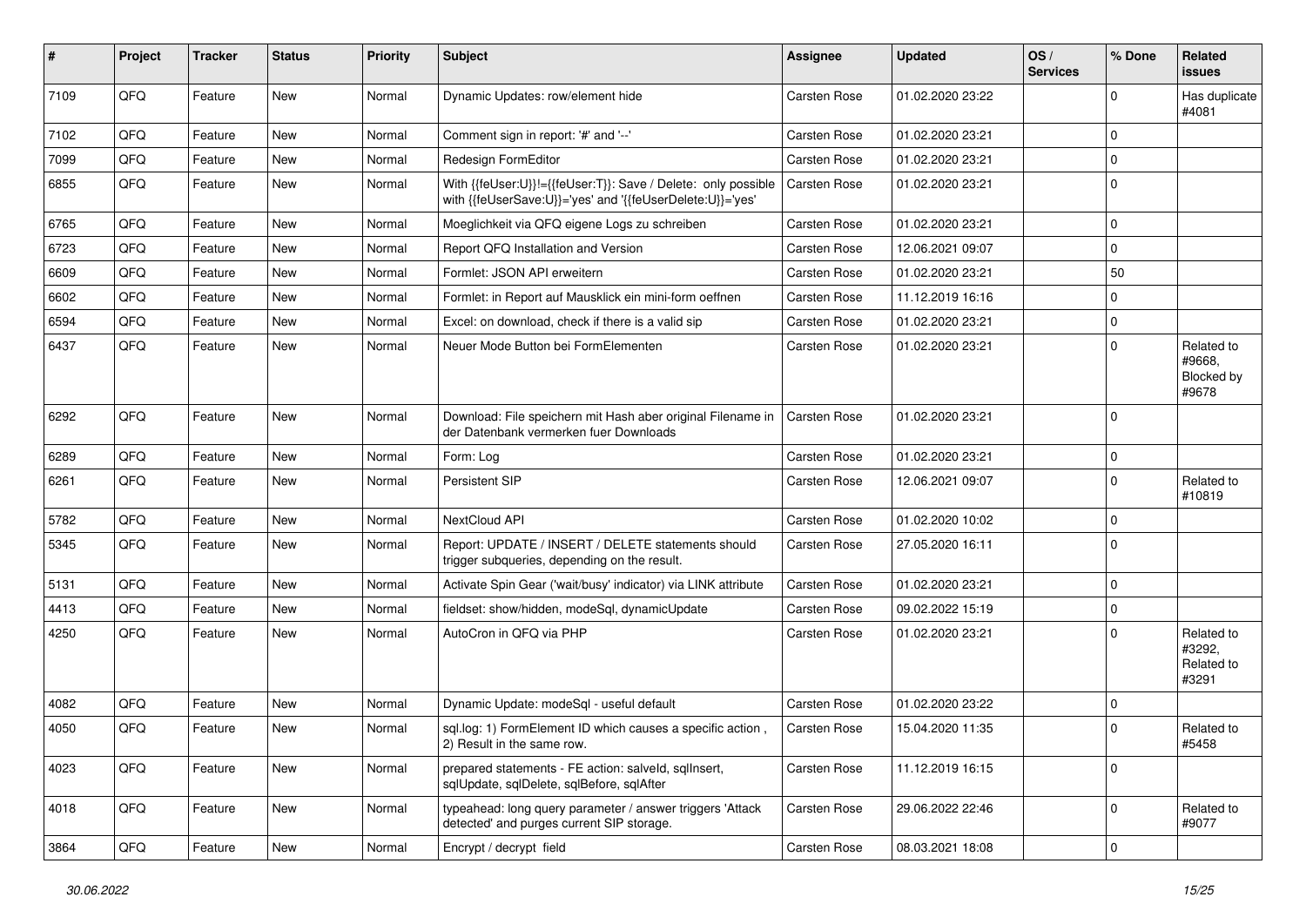| # | Project | Tracker | Status | Priority | Subject | Assignee | Updated | OS / Services | % Done | Related issues |
|---|---|---|---|---|---|---|---|---|---|---|
| 7109 | QFQ | Feature | New | Normal | Dynamic Updates: row/element hide | Carsten Rose | 01.02.2020 23:22 | | 0 | Has duplicate #4081 |
| 7102 | QFQ | Feature | New | Normal | Comment sign in report: '#' and '--' | Carsten Rose | 01.02.2020 23:21 | | 0 | |
| 7099 | QFQ | Feature | New | Normal | Redesign FormEditor | Carsten Rose | 01.02.2020 23:21 | | 0 | |
| 6855 | QFQ | Feature | New | Normal | With {{feUser:U}}!={{feUser:T}}: Save / Delete: only possible with {{feUserSave:U}}='yes' and '{{feUserDelete:U}}='yes' | Carsten Rose | 01.02.2020 23:21 | | 0 | |
| 6765 | QFQ | Feature | New | Normal | Moeglichkeit via QFQ eigene Logs zu schreiben | Carsten Rose | 01.02.2020 23:21 | | 0 | |
| 6723 | QFQ | Feature | New | Normal | Report QFQ Installation and Version | Carsten Rose | 12.06.2021 09:07 | | 0 | |
| 6609 | QFQ | Feature | New | Normal | Formlet: JSON API erweitern | Carsten Rose | 01.02.2020 23:21 | | 50 | |
| 6602 | QFQ | Feature | New | Normal | Formlet: in Report auf Mausklick ein mini-form oeffnen | Carsten Rose | 11.12.2019 16:16 | | 0 | |
| 6594 | QFQ | Feature | New | Normal | Excel: on download, check if there is a valid sip | Carsten Rose | 01.02.2020 23:21 | | 0 | |
| 6437 | QFQ | Feature | New | Normal | Neuer Mode Button bei FormElementen | Carsten Rose | 01.02.2020 23:21 | | 0 | Related to #9668, Blocked by #9678 |
| 6292 | QFQ | Feature | New | Normal | Download: File speichern mit Hash aber original Filename in der Datenbank vermerken fuer Downloads | Carsten Rose | 01.02.2020 23:21 | | 0 | |
| 6289 | QFQ | Feature | New | Normal | Form: Log | Carsten Rose | 01.02.2020 23:21 | | 0 | |
| 6261 | QFQ | Feature | New | Normal | Persistent SIP | Carsten Rose | 12.06.2021 09:07 | | 0 | Related to #10819 |
| 5782 | QFQ | Feature | New | Normal | NextCloud API | Carsten Rose | 01.02.2020 10:02 | | 0 | |
| 5345 | QFQ | Feature | New | Normal | Report: UPDATE / INSERT / DELETE statements should trigger subqueries, depending on the result. | Carsten Rose | 27.05.2020 16:11 | | 0 | |
| 5131 | QFQ | Feature | New | Normal | Activate Spin Gear ('wait/busy' indicator) via LINK attribute | Carsten Rose | 01.02.2020 23:21 | | 0 | |
| 4413 | QFQ | Feature | New | Normal | fieldset: show/hidden, modeSql, dynamicUpdate | Carsten Rose | 09.02.2022 15:19 | | 0 | |
| 4250 | QFQ | Feature | New | Normal | AutoCron in QFQ via PHP | Carsten Rose | 01.02.2020 23:21 | | 0 | Related to #3292, Related to #3291 |
| 4082 | QFQ | Feature | New | Normal | Dynamic Update: modeSql - useful default | Carsten Rose | 01.02.2020 23:22 | | 0 | |
| 4050 | QFQ | Feature | New | Normal | sql.log: 1) FormElement ID which causes a specific action , 2) Result in the same row. | Carsten Rose | 15.04.2020 11:35 | | 0 | Related to #5458 |
| 4023 | QFQ | Feature | New | Normal | prepared statements - FE action: salveld, sqlInsert, sqlUpdate, sqlDelete, sqlBefore, sqlAfter | Carsten Rose | 11.12.2019 16:15 | | 0 | |
| 4018 | QFQ | Feature | New | Normal | typeahead: long query parameter / answer triggers 'Attack detected' and purges current SIP storage. | Carsten Rose | 29.06.2022 22:46 | | 0 | Related to #9077 |
| 3864 | QFQ | Feature | New | Normal | Encrypt / decrypt field | Carsten Rose | 08.03.2021 18:08 | | 0 | |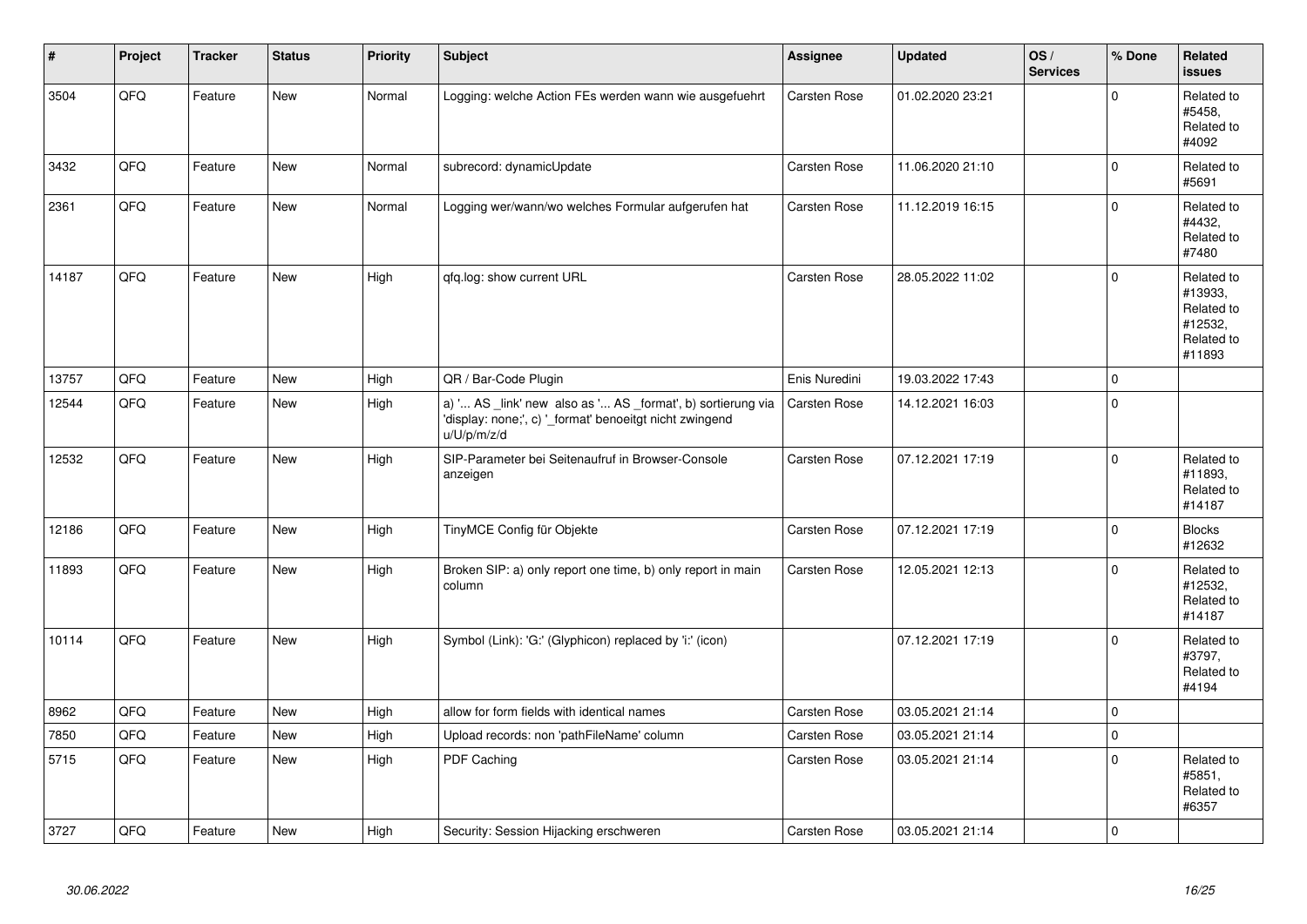| # | Project | Tracker | Status | Priority | Subject | Assignee | Updated | OS / Services | % Done | Related issues |
|---|---|---|---|---|---|---|---|---|---|---|
| 3504 | QFQ | Feature | New | Normal | Logging: welche Action FEs werden wann wie ausgefuehrt | Carsten Rose | 01.02.2020 23:21 | | 0 | Related to #5458, Related to #4092 |
| 3432 | QFQ | Feature | New | Normal | subrecord: dynamicUpdate | Carsten Rose | 11.06.2020 21:10 | | 0 | Related to #5691 |
| 2361 | QFQ | Feature | New | Normal | Logging wer/wann/wo welches Formular aufgerufen hat | Carsten Rose | 11.12.2019 16:15 | | 0 | Related to #4432, Related to #7480 |
| 14187 | QFQ | Feature | New | High | qfq.log: show current URL | Carsten Rose | 28.05.2022 11:02 | | 0 | Related to #13933, Related to #12532, Related to #11893 |
| 13757 | QFQ | Feature | New | High | QR / Bar-Code Plugin | Enis Nuredini | 19.03.2022 17:43 | | 0 | |
| 12544 | QFQ | Feature | New | High | a) '... AS _link' new also as '... AS _format', b) sortierung via 'display: none;', c) '_format' benoeitgt nicht zwingend u/U/p/m/z/d | Carsten Rose | 14.12.2021 16:03 | | 0 | |
| 12532 | QFQ | Feature | New | High | SIP-Parameter bei Seitenaufruf in Browser-Console anzeigen | Carsten Rose | 07.12.2021 17:19 | | 0 | Related to #11893, Related to #14187 |
| 12186 | QFQ | Feature | New | High | TinyMCE Config für Objekte | Carsten Rose | 07.12.2021 17:19 | | 0 | Blocks #12632 |
| 11893 | QFQ | Feature | New | High | Broken SIP: a) only report one time, b) only report in main column | Carsten Rose | 12.05.2021 12:13 | | 0 | Related to #12532, Related to #14187 |
| 10114 | QFQ | Feature | New | High | Symbol (Link): 'G:' (Glyphicon) replaced by 'i:' (icon) | | 07.12.2021 17:19 | | 0 | Related to #3797, Related to #4194 |
| 8962 | QFQ | Feature | New | High | allow for form fields with identical names | Carsten Rose | 03.05.2021 21:14 | | 0 | |
| 7850 | QFQ | Feature | New | High | Upload records: non 'pathFileName' column | Carsten Rose | 03.05.2021 21:14 | | 0 | |
| 5715 | QFQ | Feature | New | High | PDF Caching | Carsten Rose | 03.05.2021 21:14 | | 0 | Related to #5851, Related to #6357 |
| 3727 | QFQ | Feature | New | High | Security: Session Hijacking erschweren | Carsten Rose | 03.05.2021 21:14 | | 0 | |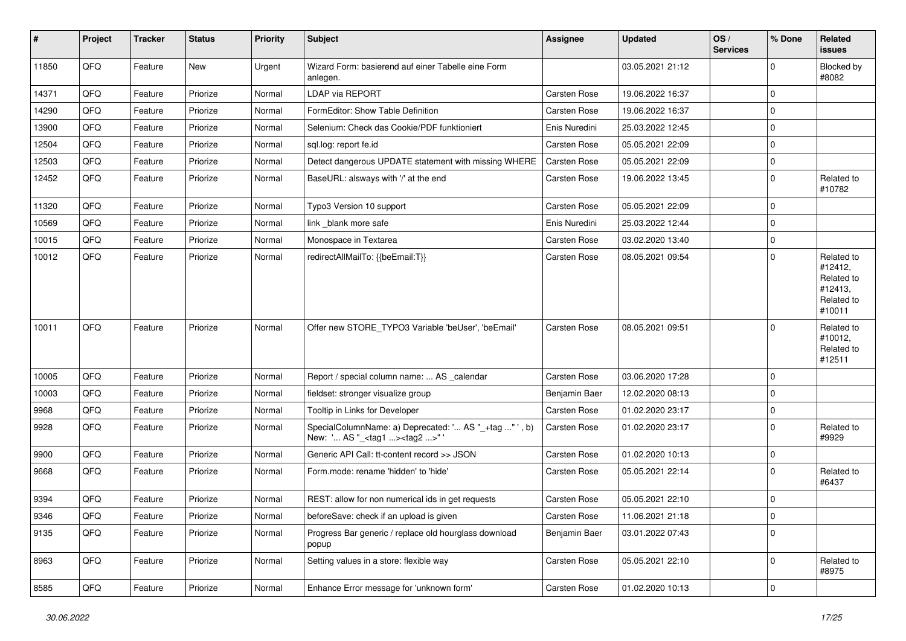| # | Project | Tracker | Status | Priority | Subject | Assignee | Updated | OS / Services | % Done | Related issues |
|---|---|---|---|---|---|---|---|---|---|---|
| 11850 | QFQ | Feature | New | Urgent | Wizard Form: basierend auf einer Tabelle eine Form anlegen. | | 03.05.2021 21:12 | | 0 | Blocked by #8082 |
| 14371 | QFQ | Feature | Priorize | Normal | LDAP via REPORT | Carsten Rose | 19.06.2022 16:37 | | 0 | |
| 14290 | QFQ | Feature | Priorize | Normal | FormEditor: Show Table Definition | Carsten Rose | 19.06.2022 16:37 | | 0 | |
| 13900 | QFQ | Feature | Priorize | Normal | Selenium: Check das Cookie/PDF funktioniert | Enis Nuredini | 25.03.2022 12:45 | | 0 | |
| 12504 | QFQ | Feature | Priorize | Normal | sql.log: report fe.id | Carsten Rose | 05.05.2021 22:09 | | 0 | |
| 12503 | QFQ | Feature | Priorize | Normal | Detect dangerous UPDATE statement with missing WHERE | Carsten Rose | 05.05.2021 22:09 | | 0 | |
| 12452 | QFQ | Feature | Priorize | Normal | BaseURL: alsways with '/' at the end | Carsten Rose | 19.06.2022 13:45 | | 0 | Related to #10782 |
| 11320 | QFQ | Feature | Priorize | Normal | Typo3 Version 10 support | Carsten Rose | 05.05.2021 22:09 | | 0 | |
| 10569 | QFQ | Feature | Priorize | Normal | link _blank more safe | Enis Nuredini | 25.03.2022 12:44 | | 0 | |
| 10015 | QFQ | Feature | Priorize | Normal | Monospace in Textarea | Carsten Rose | 03.02.2020 13:40 | | 0 | |
| 10012 | QFQ | Feature | Priorize | Normal | redirectAllMailTo: {{beEmail:T}} | Carsten Rose | 08.05.2021 09:54 | | 0 | Related to #12412, Related to #12413, Related to #10011 |
| 10011 | QFQ | Feature | Priorize | Normal | Offer new STORE_TYPO3 Variable 'beUser', 'beEmail' | Carsten Rose | 08.05.2021 09:51 | | 0 | Related to #10012, Related to #12511 |
| 10005 | QFQ | Feature | Priorize | Normal | Report / special column name: ... AS _calendar | Carsten Rose | 03.06.2020 17:28 | | 0 | |
| 10003 | QFQ | Feature | Priorize | Normal | fieldset: stronger visualize group | Benjamin Baer | 12.02.2020 08:13 | | 0 | |
| 9968 | QFQ | Feature | Priorize | Normal | Tooltip in Links for Developer | Carsten Rose | 01.02.2020 23:17 | | 0 | |
| 9928 | QFQ | Feature | Priorize | Normal | SpecialColumnName: a) Deprecated: '... AS "_+tag ..." ', b) New: '... AS "_<tag1 ...><tag2 ...>" ' | Carsten Rose | 01.02.2020 23:17 | | 0 | Related to #9929 |
| 9900 | QFQ | Feature | Priorize | Normal | Generic API Call: tt-content record >> JSON | Carsten Rose | 01.02.2020 10:13 | | 0 | |
| 9668 | QFQ | Feature | Priorize | Normal | Form.mode: rename 'hidden' to 'hide' | Carsten Rose | 05.05.2021 22:14 | | 0 | Related to #6437 |
| 9394 | QFQ | Feature | Priorize | Normal | REST: allow for non numerical ids in get requests | Carsten Rose | 05.05.2021 22:10 | | 0 | |
| 9346 | QFQ | Feature | Priorize | Normal | beforeSave: check if an upload is given | Carsten Rose | 11.06.2021 21:18 | | 0 | |
| 9135 | QFQ | Feature | Priorize | Normal | Progress Bar generic / replace old hourglass download popup | Benjamin Baer | 03.01.2022 07:43 | | 0 | |
| 8963 | QFQ | Feature | Priorize | Normal | Setting values in a store: flexible way | Carsten Rose | 05.05.2021 22:10 | | 0 | Related to #8975 |
| 8585 | QFQ | Feature | Priorize | Normal | Enhance Error message for 'unknown form' | Carsten Rose | 01.02.2020 10:13 | | 0 | |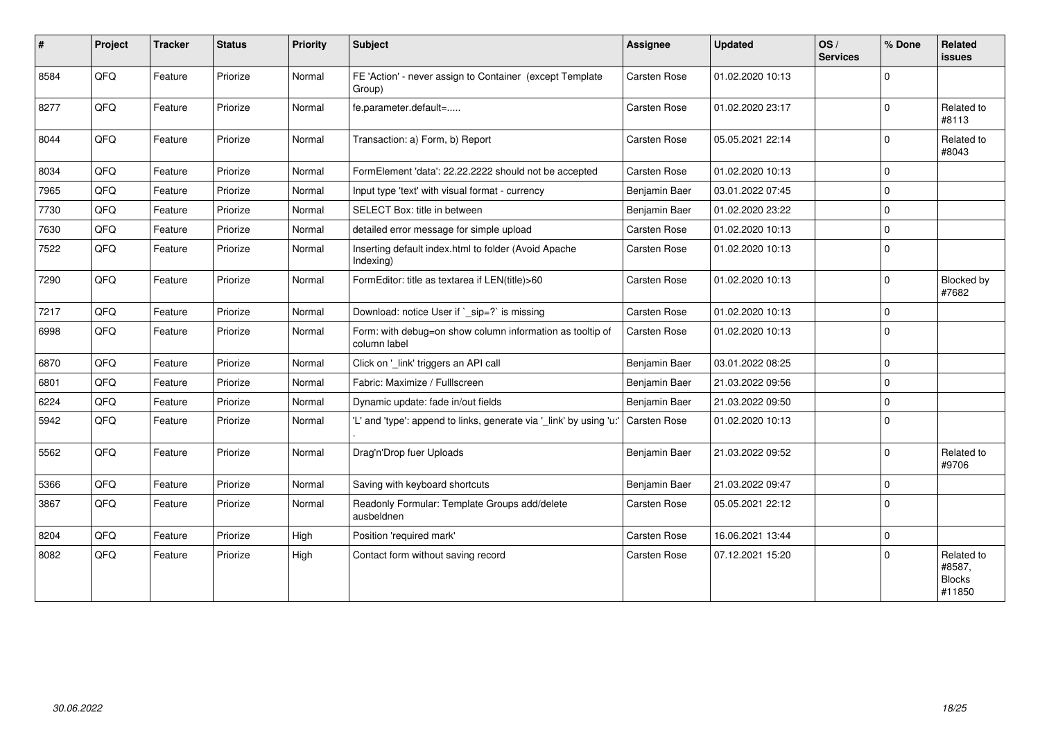| # | Project | Tracker | Status | Priority | Subject | Assignee | Updated | OS / Services | % Done | Related issues |
|---|---|---|---|---|---|---|---|---|---|---|
| 8584 | QFQ | Feature | Priorize | Normal | FE 'Action' - never assign to Container (except Template Group) | Carsten Rose | 01.02.2020 10:13 | | 0 | |
| 8277 | QFQ | Feature | Priorize | Normal | fe.parameter.default=..... | Carsten Rose | 01.02.2020 23:17 | | 0 | Related to #8113 |
| 8044 | QFQ | Feature | Priorize | Normal | Transaction: a) Form, b) Report | Carsten Rose | 05.05.2021 22:14 | | 0 | Related to #8043 |
| 8034 | QFQ | Feature | Priorize | Normal | FormElement 'data': 22.22.2222 should not be accepted | Carsten Rose | 01.02.2020 10:13 | | 0 | |
| 7965 | QFQ | Feature | Priorize | Normal | Input type 'text' with visual format - currency | Benjamin Baer | 03.01.2022 07:45 | | 0 | |
| 7730 | QFQ | Feature | Priorize | Normal | SELECT Box: title in between | Benjamin Baer | 01.02.2020 23:22 | | 0 | |
| 7630 | QFQ | Feature | Priorize | Normal | detailed error message for simple upload | Carsten Rose | 01.02.2020 10:13 | | 0 | |
| 7522 | QFQ | Feature | Priorize | Normal | Inserting default index.html to folder (Avoid Apache Indexing) | Carsten Rose | 01.02.2020 10:13 | | 0 | |
| 7290 | QFQ | Feature | Priorize | Normal | FormEditor: title as textarea if LEN(title)>60 | Carsten Rose | 01.02.2020 10:13 | | 0 | Blocked by #7682 |
| 7217 | QFQ | Feature | Priorize | Normal | Download: notice User if `_sip=?` is missing | Carsten Rose | 01.02.2020 10:13 | | 0 | |
| 6998 | QFQ | Feature | Priorize | Normal | Form: with debug=on show column information as tooltip of column label | Carsten Rose | 01.02.2020 10:13 | | 0 | |
| 6870 | QFQ | Feature | Priorize | Normal | Click on '_link' triggers an API call | Benjamin Baer | 03.01.2022 08:25 | | 0 | |
| 6801 | QFQ | Feature | Priorize | Normal | Fabric: Maximize / Fulllscreen | Benjamin Baer | 21.03.2022 09:56 | | 0 | |
| 6224 | QFQ | Feature | Priorize | Normal | Dynamic update: fade in/out fields | Benjamin Baer | 21.03.2022 09:50 | | 0 | |
| 5942 | QFQ | Feature | Priorize | Normal | 'L' and 'type': append to links, generate via '_link' by using 'u:' . | Carsten Rose | 01.02.2020 10:13 | | 0 | |
| 5562 | QFQ | Feature | Priorize | Normal | Drag'n'Drop fuer Uploads | Benjamin Baer | 21.03.2022 09:52 | | 0 | Related to #9706 |
| 5366 | QFQ | Feature | Priorize | Normal | Saving with keyboard shortcuts | Benjamin Baer | 21.03.2022 09:47 | | 0 | |
| 3867 | QFQ | Feature | Priorize | Normal | Readonly Formular: Template Groups add/delete ausbeldnen | Carsten Rose | 05.05.2021 22:12 | | 0 | |
| 8204 | QFQ | Feature | Priorize | High | Position 'required mark' | Carsten Rose | 16.06.2021 13:44 | | 0 | |
| 8082 | QFQ | Feature | Priorize | High | Contact form without saving record | Carsten Rose | 07.12.2021 15:20 | | 0 | Related to #8587, Blocks #11850 |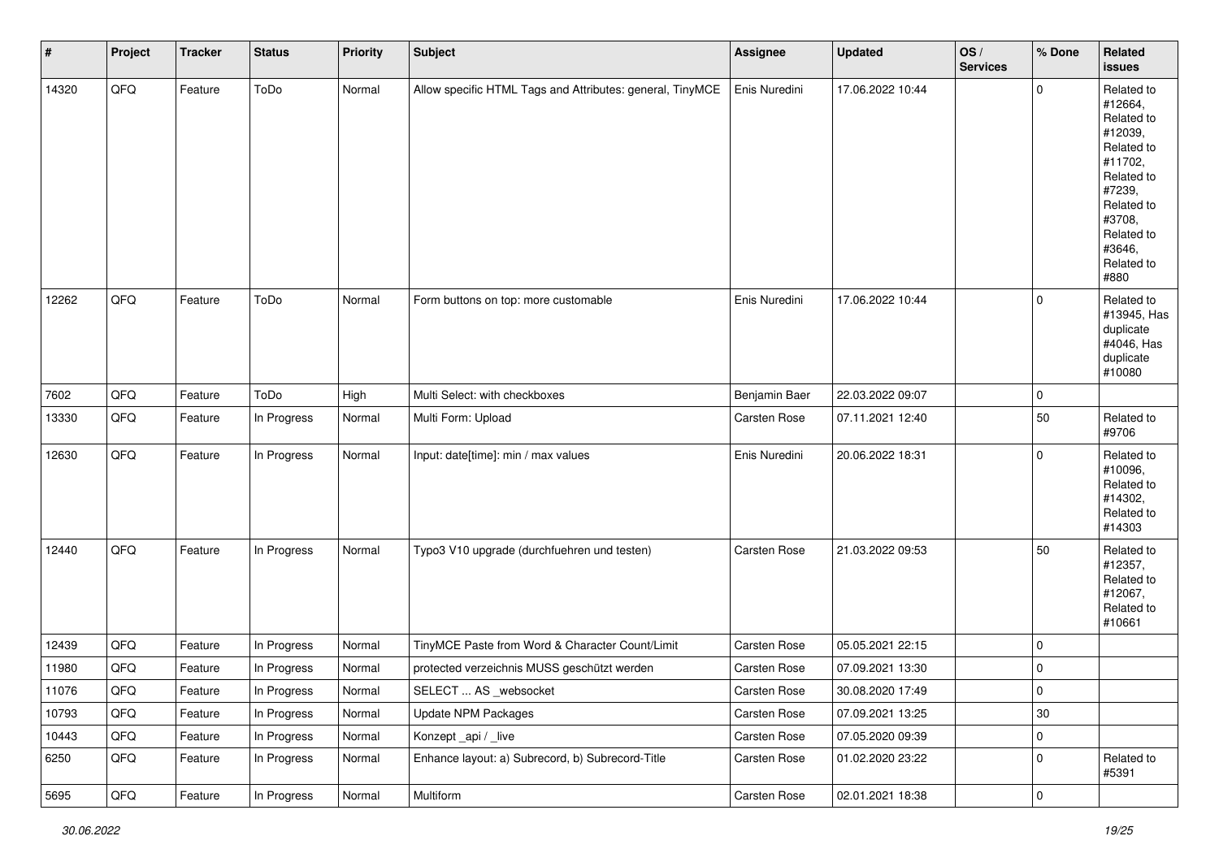| # | Project | Tracker | Status | Priority | Subject | Assignee | Updated | OS / Services | % Done | Related issues |
|---|---|---|---|---|---|---|---|---|---|---|
| 14320 | QFQ | Feature | ToDo | Normal | Allow specific HTML Tags and Attributes: general, TinyMCE | Enis Nuredini | 17.06.2022 10:44 | | 0 | Related to #12664, Related to #12039, Related to #11702, Related to #7239, Related to #3708, Related to #3646, Related to #880 |
| 12262 | QFQ | Feature | ToDo | Normal | Form buttons on top: more customable | Enis Nuredini | 17.06.2022 10:44 | | 0 | Related to #13945, Has duplicate #4046, Has duplicate #10080 |
| 7602 | QFQ | Feature | ToDo | High | Multi Select: with checkboxes | Benjamin Baer | 22.03.2022 09:07 | | 0 | |
| 13330 | QFQ | Feature | In Progress | Normal | Multi Form: Upload | Carsten Rose | 07.11.2021 12:40 | | 50 | Related to #9706 |
| 12630 | QFQ | Feature | In Progress | Normal | Input: date[time]: min / max values | Enis Nuredini | 20.06.2022 18:31 | | 0 | Related to #10096, Related to #14302, Related to #14303 |
| 12440 | QFQ | Feature | In Progress | Normal | Typo3 V10 upgrade (durchfuehren und testen) | Carsten Rose | 21.03.2022 09:53 | | 50 | Related to #12357, Related to #12067, Related to #10661 |
| 12439 | QFQ | Feature | In Progress | Normal | TinyMCE Paste from Word & Character Count/Limit | Carsten Rose | 05.05.2021 22:15 | | 0 | |
| 11980 | QFQ | Feature | In Progress | Normal | protected verzeichnis MUSS geschützt werden | Carsten Rose | 07.09.2021 13:30 | | 0 | |
| 11076 | QFQ | Feature | In Progress | Normal | SELECT ... AS _websocket | Carsten Rose | 30.08.2020 17:49 | | 0 | |
| 10793 | QFQ | Feature | In Progress | Normal | Update NPM Packages | Carsten Rose | 07.09.2021 13:25 | | 30 | |
| 10443 | QFQ | Feature | In Progress | Normal | Konzept _api / _live | Carsten Rose | 07.05.2020 09:39 | | 0 | |
| 6250 | QFQ | Feature | In Progress | Normal | Enhance layout: a) Subrecord, b) Subrecord-Title | Carsten Rose | 01.02.2020 23:22 | | 0 | Related to #5391 |
| 5695 | QFQ | Feature | In Progress | Normal | Multiform | Carsten Rose | 02.01.2021 18:38 | | 0 | |

*30.06.2022*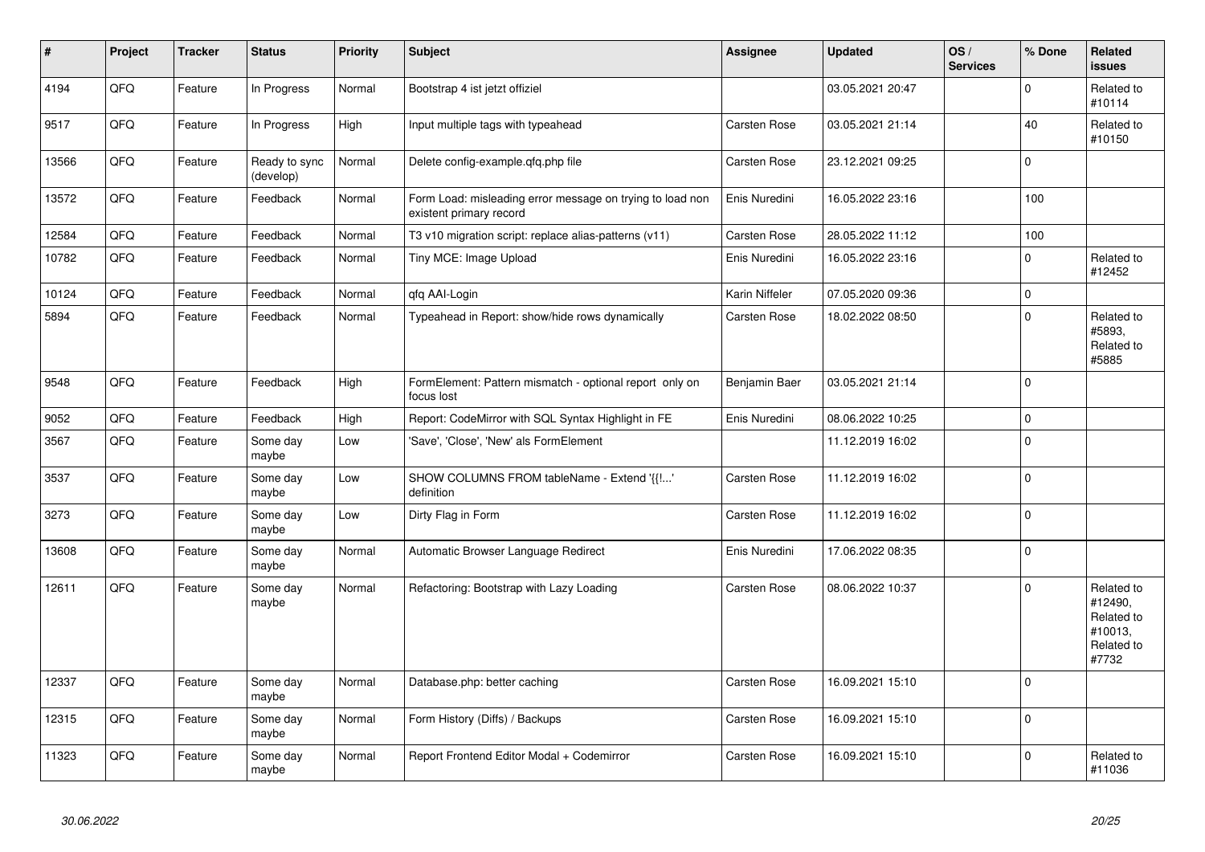| # | Project | Tracker | Status | Priority | Subject | Assignee | Updated | OS / Services | % Done | Related issues |
|---|---|---|---|---|---|---|---|---|---|---|
| 4194 | QFQ | Feature | In Progress | Normal | Bootstrap 4 ist jetzt offiziel | | 03.05.2021 20:47 | | 0 | Related to #10114 |
| 9517 | QFQ | Feature | In Progress | High | Input multiple tags with typeahead | Carsten Rose | 03.05.2021 21:14 | | 40 | Related to #10150 |
| 13566 | QFQ | Feature | Ready to sync (develop) | Normal | Delete config-example.qfq.php file | Carsten Rose | 23.12.2021 09:25 | | 0 | |
| 13572 | QFQ | Feature | Feedback | Normal | Form Load: misleading error message on trying to load non existent primary record | Enis Nuredini | 16.05.2022 23:16 | | 100 | |
| 12584 | QFQ | Feature | Feedback | Normal | T3 v10 migration script: replace alias-patterns (v11) | Carsten Rose | 28.05.2022 11:12 | | 100 | |
| 10782 | QFQ | Feature | Feedback | Normal | Tiny MCE: Image Upload | Enis Nuredini | 16.05.2022 23:16 | | 0 | Related to #12452 |
| 10124 | QFQ | Feature | Feedback | Normal | qfq AAI-Login | Karin Niffeler | 07.05.2020 09:36 | | 0 | |
| 5894 | QFQ | Feature | Feedback | Normal | Typeahead in Report: show/hide rows dynamically | Carsten Rose | 18.02.2022 08:50 | | 0 | Related to #5893, Related to #5885 |
| 9548 | QFQ | Feature | Feedback | High | FormElement: Pattern mismatch - optional report only on focus lost | Benjamin Baer | 03.05.2021 21:14 | | 0 | |
| 9052 | QFQ | Feature | Feedback | High | Report: CodeMirror with SQL Syntax Highlight in FE | Enis Nuredini | 08.06.2022 10:25 | | 0 | |
| 3567 | QFQ | Feature | Some day maybe | Low | 'Save', 'Close', 'New' als FormElement | | 11.12.2019 16:02 | | 0 | |
| 3537 | QFQ | Feature | Some day maybe | Low | SHOW COLUMNS FROM tableName - Extend '{{!...' definition | Carsten Rose | 11.12.2019 16:02 | | 0 | |
| 3273 | QFQ | Feature | Some day maybe | Low | Dirty Flag in Form | Carsten Rose | 11.12.2019 16:02 | | 0 | |
| 13608 | QFQ | Feature | Some day maybe | Normal | Automatic Browser Language Redirect | Enis Nuredini | 17.06.2022 08:35 | | 0 | |
| 12611 | QFQ | Feature | Some day maybe | Normal | Refactoring: Bootstrap with Lazy Loading | Carsten Rose | 08.06.2022 10:37 | | 0 | Related to #12490, Related to #10013, Related to #7732 |
| 12337 | QFQ | Feature | Some day maybe | Normal | Database.php: better caching | Carsten Rose | 16.09.2021 15:10 | | 0 | |
| 12315 | QFQ | Feature | Some day maybe | Normal | Form History (Diffs) / Backups | Carsten Rose | 16.09.2021 15:10 | | 0 | |
| 11323 | QFQ | Feature | Some day maybe | Normal | Report Frontend Editor Modal + Codemirror | Carsten Rose | 16.09.2021 15:10 | | 0 | Related to #11036 |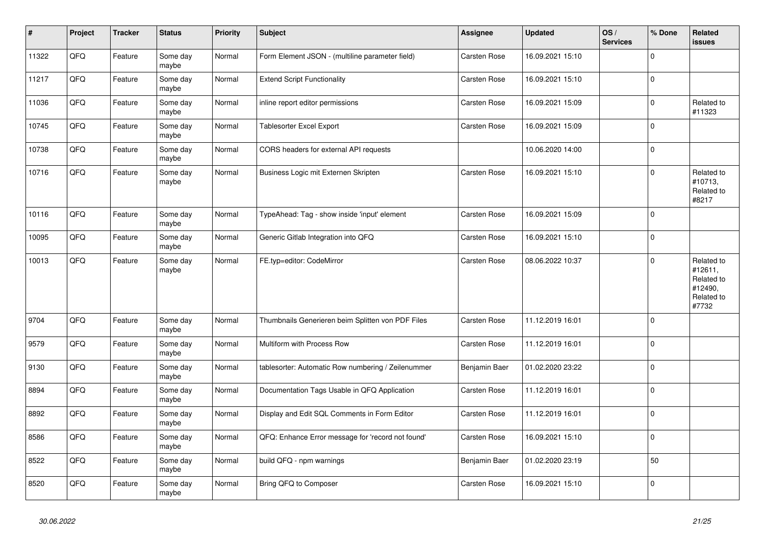| # | Project | Tracker | Status | Priority | Subject | Assignee | Updated | OS / Services | % Done | Related issues |
|---|---|---|---|---|---|---|---|---|---|---|
| 11322 | QFQ | Feature | Some day maybe | Normal | Form Element JSON - (multiline parameter field) | Carsten Rose | 16.09.2021 15:10 | | 0 | |
| 11217 | QFQ | Feature | Some day maybe | Normal | Extend Script Functionality | Carsten Rose | 16.09.2021 15:10 | | 0 | |
| 11036 | QFQ | Feature | Some day maybe | Normal | inline report editor permissions | Carsten Rose | 16.09.2021 15:09 | | 0 | Related to #11323 |
| 10745 | QFQ | Feature | Some day maybe | Normal | Tablesorter Excel Export | Carsten Rose | 16.09.2021 15:09 | | 0 | |
| 10738 | QFQ | Feature | Some day maybe | Normal | CORS headers for external API requests | | 10.06.2020 14:00 | | 0 | |
| 10716 | QFQ | Feature | Some day maybe | Normal | Business Logic mit Externen Skripten | Carsten Rose | 16.09.2021 15:10 | | 0 | Related to #10713, Related to #8217 |
| 10116 | QFQ | Feature | Some day maybe | Normal | TypeAhead: Tag - show inside 'input' element | Carsten Rose | 16.09.2021 15:09 | | 0 | |
| 10095 | QFQ | Feature | Some day maybe | Normal | Generic Gitlab Integration into QFQ | Carsten Rose | 16.09.2021 15:10 | | 0 | |
| 10013 | QFQ | Feature | Some day maybe | Normal | FE.typ=editor: CodeMirror | Carsten Rose | 08.06.2022 10:37 | | 0 | Related to #12611, Related to #12490, Related to #7732 |
| 9704 | QFQ | Feature | Some day maybe | Normal | Thumbnails Generieren beim Splitten von PDF Files | Carsten Rose | 11.12.2019 16:01 | | 0 | |
| 9579 | QFQ | Feature | Some day maybe | Normal | Multiform with Process Row | Carsten Rose | 11.12.2019 16:01 | | 0 | |
| 9130 | QFQ | Feature | Some day maybe | Normal | tablesorter: Automatic Row numbering / Zeilenummer | Benjamin Baer | 01.02.2020 23:22 | | 0 | |
| 8894 | QFQ | Feature | Some day maybe | Normal | Documentation Tags Usable in QFQ Application | Carsten Rose | 11.12.2019 16:01 | | 0 | |
| 8892 | QFQ | Feature | Some day maybe | Normal | Display and Edit SQL Comments in Form Editor | Carsten Rose | 11.12.2019 16:01 | | 0 | |
| 8586 | QFQ | Feature | Some day maybe | Normal | QFQ: Enhance Error message for 'record not found' | Carsten Rose | 16.09.2021 15:10 | | 0 | |
| 8522 | QFQ | Feature | Some day maybe | Normal | build QFQ - npm warnings | Benjamin Baer | 01.02.2020 23:19 | | 50 | |
| 8520 | QFQ | Feature | Some day maybe | Normal | Bring QFQ to Composer | Carsten Rose | 16.09.2021 15:10 | | 0 | |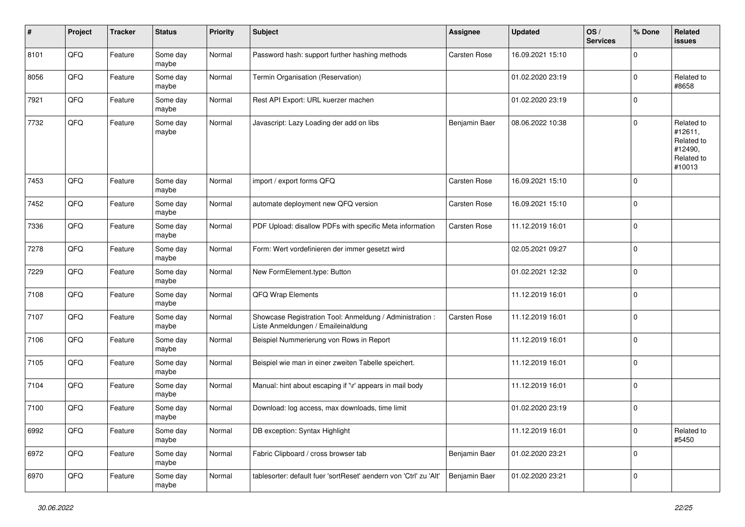| # | Project | Tracker | Status | Priority | Subject | Assignee | Updated | OS / Services | % Done | Related issues |
|---|---|---|---|---|---|---|---|---|---|---|
| 8101 | QFQ | Feature | Some day maybe | Normal | Password hash: support further hashing methods | Carsten Rose | 16.09.2021 15:10 | | 0 | |
| 8056 | QFQ | Feature | Some day maybe | Normal | Termin Organisation (Reservation) | | 01.02.2020 23:19 | | 0 | Related to #8658 |
| 7921 | QFQ | Feature | Some day maybe | Normal | Rest API Export: URL kuerzer machen | | 01.02.2020 23:19 | | 0 | |
| 7732 | QFQ | Feature | Some day maybe | Normal | Javascript: Lazy Loading der add on libs | Benjamin Baer | 08.06.2022 10:38 | | 0 | Related to #12611, Related to #12490, Related to #10013 |
| 7453 | QFQ | Feature | Some day maybe | Normal | import / export forms QFQ | Carsten Rose | 16.09.2021 15:10 | | 0 | |
| 7452 | QFQ | Feature | Some day maybe | Normal | automate deployment new QFQ version | Carsten Rose | 16.09.2021 15:10 | | 0 | |
| 7336 | QFQ | Feature | Some day maybe | Normal | PDF Upload: disallow PDFs with specific Meta information | Carsten Rose | 11.12.2019 16:01 | | 0 | |
| 7278 | QFQ | Feature | Some day maybe | Normal | Form: Wert vordefinieren der immer gesetzt wird | | 02.05.2021 09:27 | | 0 | |
| 7229 | QFQ | Feature | Some day maybe | Normal | New FormElement.type: Button | | 01.02.2021 12:32 | | 0 | |
| 7108 | QFQ | Feature | Some day maybe | Normal | QFQ Wrap Elements | | 11.12.2019 16:01 | | 0 | |
| 7107 | QFQ | Feature | Some day maybe | Normal | Showcase Registration Tool: Anmeldung / Administration : Liste Anmeldungen / Emaileinaldung | Carsten Rose | 11.12.2019 16:01 | | 0 | |
| 7106 | QFQ | Feature | Some day maybe | Normal | Beispiel Nummerierung von Rows in Report | | 11.12.2019 16:01 | | 0 | |
| 7105 | QFQ | Feature | Some day maybe | Normal | Beispiel wie man in einer zweiten Tabelle speichert. | | 11.12.2019 16:01 | | 0 | |
| 7104 | QFQ | Feature | Some day maybe | Normal | Manual: hint about escaping if '\r' appears in mail body | | 11.12.2019 16:01 | | 0 | |
| 7100 | QFQ | Feature | Some day maybe | Normal | Download: log access, max downloads, time limit | | 01.02.2020 23:19 | | 0 | |
| 6992 | QFQ | Feature | Some day maybe | Normal | DB exception: Syntax Highlight | | 11.12.2019 16:01 | | 0 | Related to #5450 |
| 6972 | QFQ | Feature | Some day maybe | Normal | Fabric Clipboard / cross browser tab | Benjamin Baer | 01.02.2020 23:21 | | 0 | |
| 6970 | QFQ | Feature | Some day maybe | Normal | tablesorter: default fuer 'sortReset' aendern von 'Ctrl' zu 'Alt' | Benjamin Baer | 01.02.2020 23:21 | | 0 | |

*30.06.2022*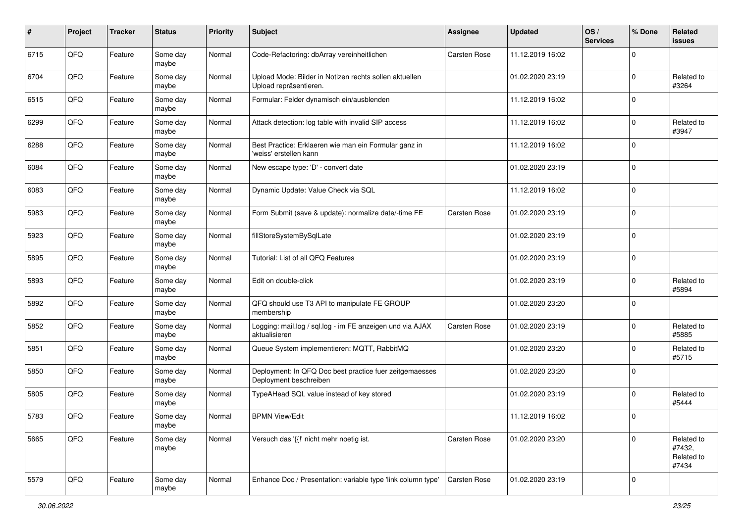| # | Project | Tracker | Status | Priority | Subject | Assignee | Updated | OS / Services | % Done | Related issues |
|---|---|---|---|---|---|---|---|---|---|---|
| 6715 | QFQ | Feature | Some day maybe | Normal | Code-Refactoring: dbArray vereinheitlichen | Carsten Rose | 11.12.2019 16:02 | | 0 | |
| 6704 | QFQ | Feature | Some day maybe | Normal | Upload Mode: Bilder in Notizen rechts sollen aktuellen Upload repräsentieren. | | 01.02.2020 23:19 | | 0 | Related to #3264 |
| 6515 | QFQ | Feature | Some day maybe | Normal | Formular: Felder dynamisch ein/ausblenden | | 11.12.2019 16:02 | | 0 | |
| 6299 | QFQ | Feature | Some day maybe | Normal | Attack detection: log table with invalid SIP access | | 11.12.2019 16:02 | | 0 | Related to #3947 |
| 6288 | QFQ | Feature | Some day maybe | Normal | Best Practice: Erklaeren wie man ein Formular ganz in 'weiss' erstellen kann | | 11.12.2019 16:02 | | 0 | |
| 6084 | QFQ | Feature | Some day maybe | Normal | New escape type: 'D' - convert date | | 01.02.2020 23:19 | | 0 | |
| 6083 | QFQ | Feature | Some day maybe | Normal | Dynamic Update: Value Check via SQL | | 11.12.2019 16:02 | | 0 | |
| 5983 | QFQ | Feature | Some day maybe | Normal | Form Submit (save & update): normalize date/-time FE | Carsten Rose | 01.02.2020 23:19 | | 0 | |
| 5923 | QFQ | Feature | Some day maybe | Normal | fillStoreSystemBySqlLate | | 01.02.2020 23:19 | | 0 | |
| 5895 | QFQ | Feature | Some day maybe | Normal | Tutorial: List of all QFQ Features | | 01.02.2020 23:19 | | 0 | |
| 5893 | QFQ | Feature | Some day maybe | Normal | Edit on double-click | | 01.02.2020 23:19 | | 0 | Related to #5894 |
| 5892 | QFQ | Feature | Some day maybe | Normal | QFQ should use T3 API to manipulate FE GROUP membership | | 01.02.2020 23:20 | | 0 | |
| 5852 | QFQ | Feature | Some day maybe | Normal | Logging: mail.log / sql.log - im FE anzeigen und via AJAX aktualisieren | Carsten Rose | 01.02.2020 23:19 | | 0 | Related to #5885 |
| 5851 | QFQ | Feature | Some day maybe | Normal | Queue System implementieren: MQTT, RabbitMQ | | 01.02.2020 23:20 | | 0 | Related to #5715 |
| 5850 | QFQ | Feature | Some day maybe | Normal | Deployment: In QFQ Doc best practice fuer zeitgemaesses Deployment beschreiben | | 01.02.2020 23:20 | | 0 | |
| 5805 | QFQ | Feature | Some day maybe | Normal | TypeAHead SQL value instead of key stored | | 01.02.2020 23:19 | | 0 | Related to #5444 |
| 5783 | QFQ | Feature | Some day maybe | Normal | BPMN View/Edit | | 11.12.2019 16:02 | | 0 | |
| 5665 | QFQ | Feature | Some day maybe | Normal | Versuch das '{{!' nicht mehr noetig ist. | Carsten Rose | 01.02.2020 23:20 | | 0 | Related to #7432, Related to #7434 |
| 5579 | QFQ | Feature | Some day maybe | Normal | Enhance Doc / Presentation: variable type 'link column type' | Carsten Rose | 01.02.2020 23:19 | | 0 | |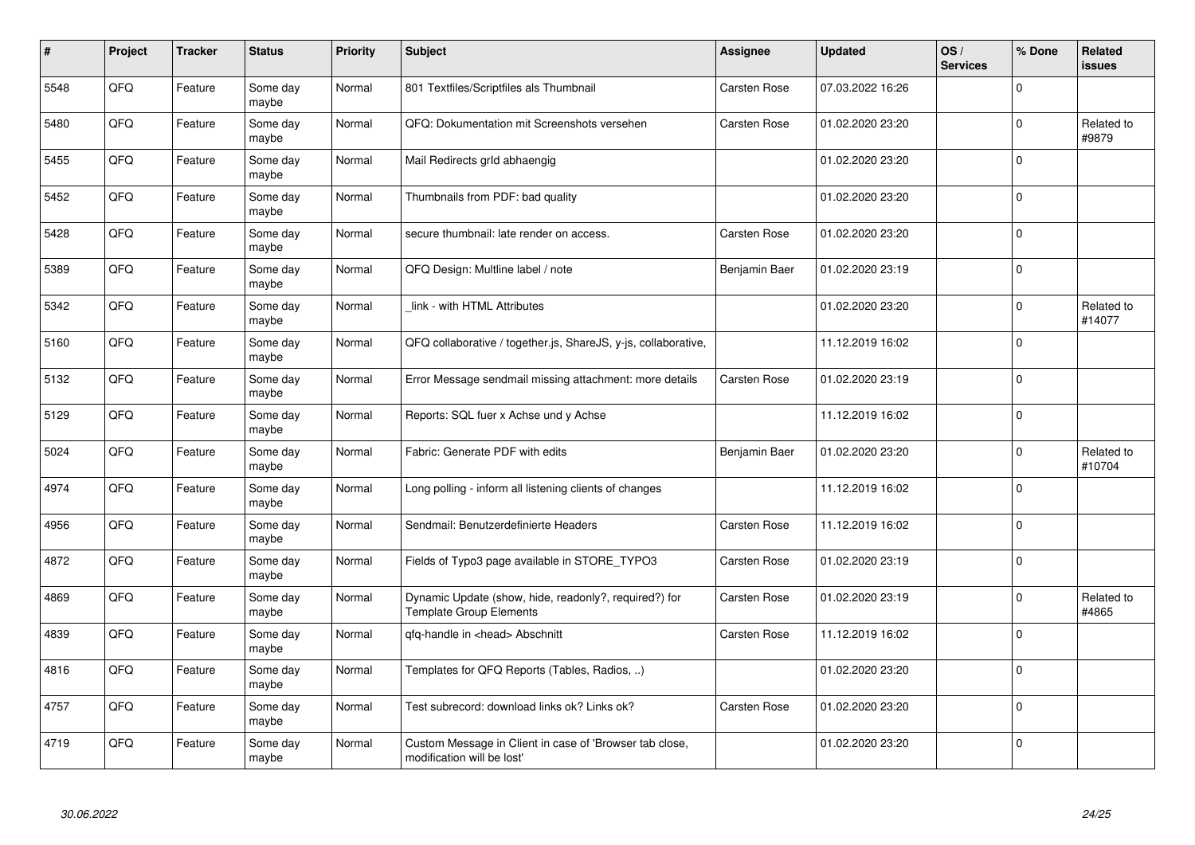| # | Project | Tracker | Status | Priority | Subject | Assignee | Updated | OS / Services | % Done | Related issues |
|---|---|---|---|---|---|---|---|---|---|---|
| 5548 | QFQ | Feature | Some day maybe | Normal | 801 Textfiles/Scriptfiles als Thumbnail | Carsten Rose | 07.03.2022 16:26 | | 0 | |
| 5480 | QFQ | Feature | Some day maybe | Normal | QFQ: Dokumentation mit Screenshots versehen | Carsten Rose | 01.02.2020 23:20 | | 0 | Related to #9879 |
| 5455 | QFQ | Feature | Some day maybe | Normal | Mail Redirects grId abhaengig | | 01.02.2020 23:20 | | 0 | |
| 5452 | QFQ | Feature | Some day maybe | Normal | Thumbnails from PDF: bad quality | | 01.02.2020 23:20 | | 0 | |
| 5428 | QFQ | Feature | Some day maybe | Normal | secure thumbnail: late render on access. | Carsten Rose | 01.02.2020 23:20 | | 0 | |
| 5389 | QFQ | Feature | Some day maybe | Normal | QFQ Design: Multline label / note | Benjamin Baer | 01.02.2020 23:19 | | 0 | |
| 5342 | QFQ | Feature | Some day maybe | Normal | _link - with HTML Attributes | | 01.02.2020 23:20 | | 0 | Related to #14077 |
| 5160 | QFQ | Feature | Some day maybe | Normal | QFQ collaborative / together.js, ShareJS, y-js, collaborative, | | 11.12.2019 16:02 | | 0 | |
| 5132 | QFQ | Feature | Some day maybe | Normal | Error Message sendmail missing attachment: more details | Carsten Rose | 01.02.2020 23:19 | | 0 | |
| 5129 | QFQ | Feature | Some day maybe | Normal | Reports: SQL fuer x Achse und y Achse | | 11.12.2019 16:02 | | 0 | |
| 5024 | QFQ | Feature | Some day maybe | Normal | Fabric: Generate PDF with edits | Benjamin Baer | 01.02.2020 23:20 | | 0 | Related to #10704 |
| 4974 | QFQ | Feature | Some day maybe | Normal | Long polling - inform all listening clients of changes | | 11.12.2019 16:02 | | 0 | |
| 4956 | QFQ | Feature | Some day maybe | Normal | Sendmail: Benutzerdefinierte Headers | Carsten Rose | 11.12.2019 16:02 | | 0 | |
| 4872 | QFQ | Feature | Some day maybe | Normal | Fields of Typo3 page available in STORE_TYPO3 | Carsten Rose | 01.02.2020 23:19 | | 0 | |
| 4869 | QFQ | Feature | Some day maybe | Normal | Dynamic Update (show, hide, readonly?, required?) for Template Group Elements | Carsten Rose | 01.02.2020 23:19 | | 0 | Related to #4865 |
| 4839 | QFQ | Feature | Some day maybe | Normal | qfq-handle in <head> Abschnitt | Carsten Rose | 11.12.2019 16:02 | | 0 | |
| 4816 | QFQ | Feature | Some day maybe | Normal | Templates for QFQ Reports (Tables, Radios, ..) | | 01.02.2020 23:20 | | 0 | |
| 4757 | QFQ | Feature | Some day maybe | Normal | Test subrecord: download links ok? Links ok? | Carsten Rose | 01.02.2020 23:20 | | 0 | |
| 4719 | QFQ | Feature | Some day maybe | Normal | Custom Message in Client in case of 'Browser tab close, modification will be lost' | | 01.02.2020 23:20 | | 0 | |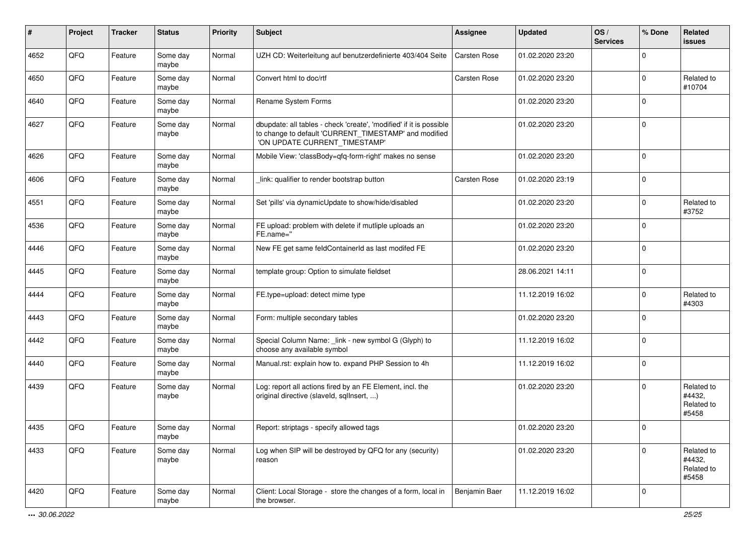| # | Project | Tracker | Status | Priority | Subject | Assignee | Updated | OS / Services | % Done | Related issues |
|---|---|---|---|---|---|---|---|---|---|---|
| 4652 | QFQ | Feature | Some day maybe | Normal | UZH CD: Weiterleitung auf benutzerdefinierte 403/404 Seite | Carsten Rose | 01.02.2020 23:20 | | 0 | |
| 4650 | QFQ | Feature | Some day maybe | Normal | Convert html to doc/rtf | Carsten Rose | 01.02.2020 23:20 | | 0 | Related to #10704 |
| 4640 | QFQ | Feature | Some day maybe | Normal | Rename System Forms | | 01.02.2020 23:20 | | 0 | |
| 4627 | QFQ | Feature | Some day maybe | Normal | dbupdate: all tables - check 'create', 'modified' if it is possible to change to default 'CURRENT_TIMESTAMP' and modified 'ON UPDATE CURRENT_TIMESTAMP' | | 01.02.2020 23:20 | | 0 | |
| 4626 | QFQ | Feature | Some day maybe | Normal | Mobile View: 'classBody=qfq-form-right' makes no sense | | 01.02.2020 23:20 | | 0 | |
| 4606 | QFQ | Feature | Some day maybe | Normal | _link: qualifier to render bootstrap button | Carsten Rose | 01.02.2020 23:19 | | 0 | |
| 4551 | QFQ | Feature | Some day maybe | Normal | Set 'pills' via dynamicUpdate to show/hide/disabled | | 01.02.2020 23:20 | | 0 | Related to #3752 |
| 4536 | QFQ | Feature | Some day maybe | Normal | FE upload: problem with delete if mutliple uploads an FE.name='' | | 01.02.2020 23:20 | | 0 | |
| 4446 | QFQ | Feature | Some day maybe | Normal | New FE get same feldContainerId as last modifed FE | | 01.02.2020 23:20 | | 0 | |
| 4445 | QFQ | Feature | Some day maybe | Normal | template group: Option to simulate fieldset | | 28.06.2021 14:11 | | 0 | |
| 4444 | QFQ | Feature | Some day maybe | Normal | FE.type=upload: detect mime type | | 11.12.2019 16:02 | | 0 | Related to #4303 |
| 4443 | QFQ | Feature | Some day maybe | Normal | Form: multiple secondary tables | | 01.02.2020 23:20 | | 0 | |
| 4442 | QFQ | Feature | Some day maybe | Normal | Special Column Name: _link - new symbol G (Glyph) to choose any available symbol | | 11.12.2019 16:02 | | 0 | |
| 4440 | QFQ | Feature | Some day maybe | Normal | Manual.rst: explain how to. expand PHP Session to 4h | | 11.12.2019 16:02 | | 0 | |
| 4439 | QFQ | Feature | Some day maybe | Normal | Log: report all actions fired by an FE Element, incl. the original directive (slaveId, sqlInsert, ...) | | 01.02.2020 23:20 | | 0 | Related to #4432, Related to #5458 |
| 4435 | QFQ | Feature | Some day maybe | Normal | Report: striptags - specify allowed tags | | 01.02.2020 23:20 | | 0 | |
| 4433 | QFQ | Feature | Some day maybe | Normal | Log when SIP will be destroyed by QFQ for any (security) reason | | 01.02.2020 23:20 | | 0 | Related to #4432, Related to #5458 |
| 4420 | QFQ | Feature | Some day maybe | Normal | Client: Local Storage - store the changes of a form, local in the browser. | Benjamin Baer | 11.12.2019 16:02 | | 0 | |